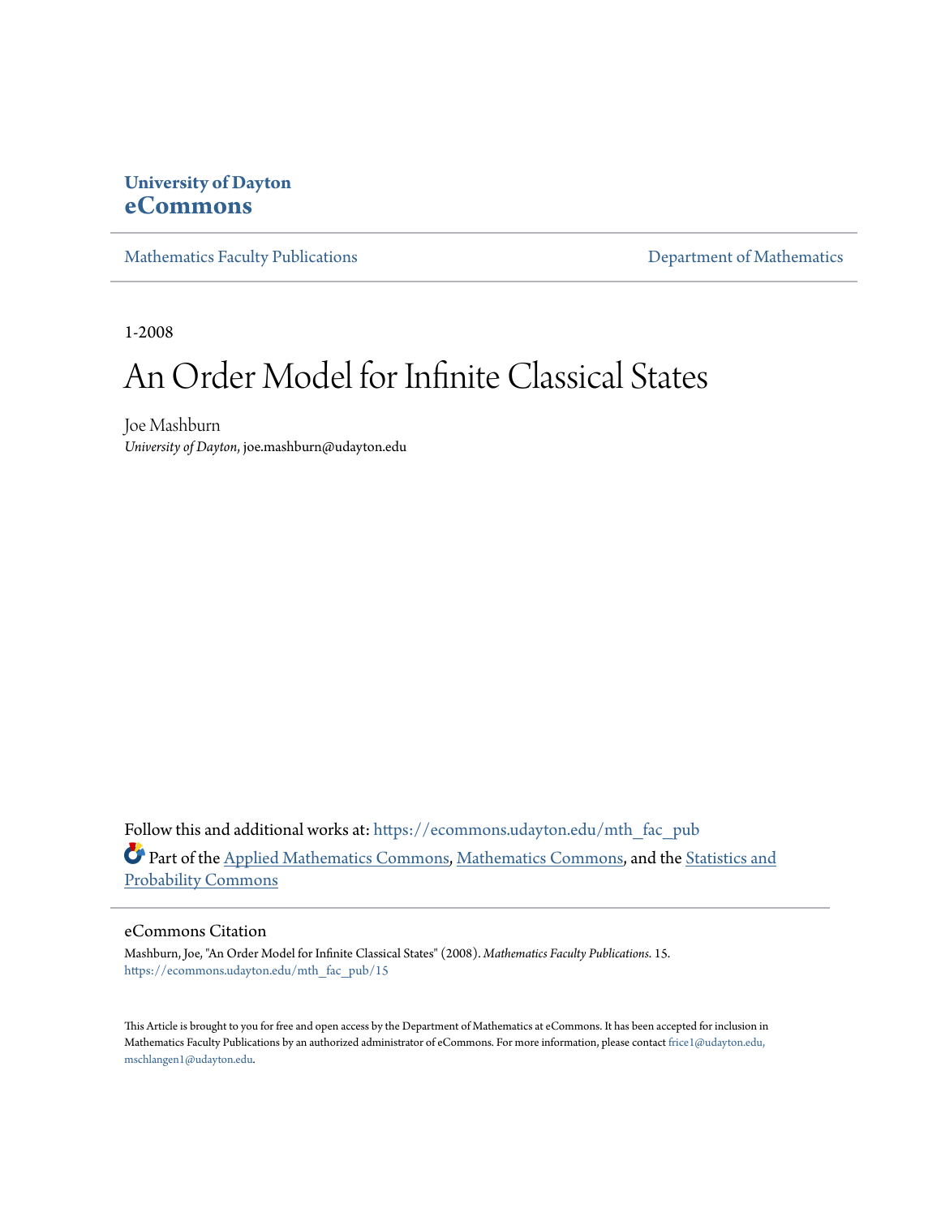University of Dayton
**eCommons**

Mathematics Faculty Publications | Department of Mathematics

1-2008

# An Order Model for Infinite Classical States

Joe Mashburn
*University of Dayton*, joe.mashburn@udayton.edu

Follow this and additional works at: https://ecommons.udayton.edu/mth_fac_pub

Part of the Applied Mathematics Commons, Mathematics Commons, and the Statistics and Probability Commons

## eCommons Citation

Mashburn, Joe, "An Order Model for Infinite Classical States" (2008). *Mathematics Faculty Publications*. 15.
https://ecommons.udayton.edu/mth_fac_pub/15

This Article is brought to you for free and open access by the Department of Mathematics at eCommons. It has been accepted for inclusion in Mathematics Faculty Publications by an authorized administrator of eCommons. For more information, please contact frice1@udayton.edu, mschlangen1@udayton.edu.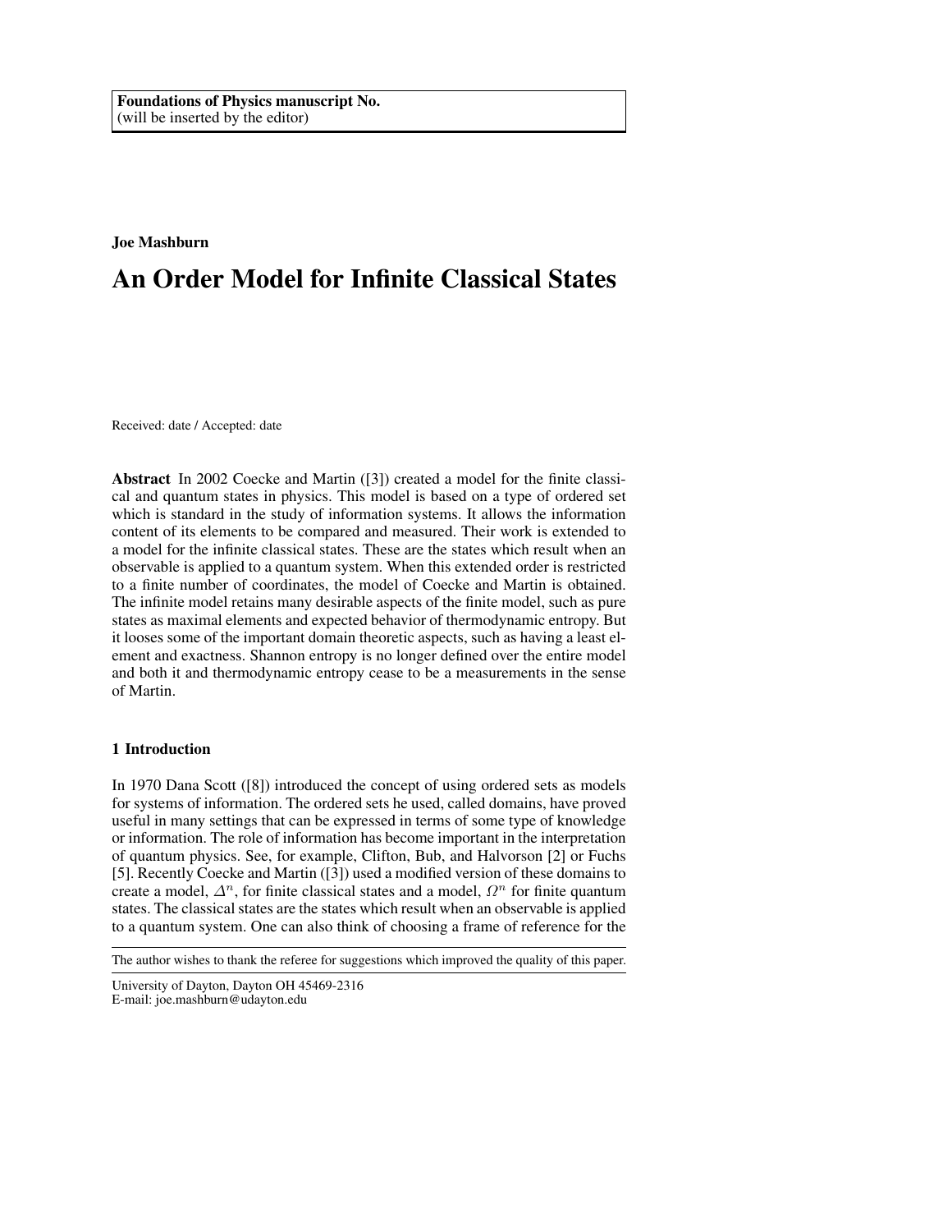Foundations of Physics manuscript No.
(will be inserted by the editor)

**Joe Mashburn**

# An Order Model for Infinite Classical States

Received: date / Accepted: date

**Abstract** In 2002 Coecke and Martin ([3]) created a model for the finite classical and quantum states in physics. This model is based on a type of ordered set which is standard in the study of information systems. It allows the information content of its elements to be compared and measured. Their work is extended to a model for the infinite classical states. These are the states which result when an observable is applied to a quantum system. When this extended order is restricted to a finite number of coordinates, the model of Coecke and Martin is obtained. The infinite model retains many desirable aspects of the finite model, such as pure states as maximal elements and expected behavior of thermodynamic entropy. But it looses some of the important domain theoretic aspects, such as having a least element and exactness. Shannon entropy is no longer defined over the entire model and both it and thermodynamic entropy cease to be a measurements in the sense of Martin.

## 1 Introduction

In 1970 Dana Scott ([8]) introduced the concept of using ordered sets as models for systems of information. The ordered sets he used, called domains, have proved useful in many settings that can be expressed in terms of some type of knowledge or information. The role of information has become important in the interpretation of quantum physics. See, for example, Clifton, Bub, and Halvorson [2] or Fuchs [5]. Recently Coecke and Martin ([3]) used a modified version of these domains to create a model, $\Delta^n$, for finite classical states and a model, $\Omega^n$ for finite quantum states. The classical states are the states which result when an observable is applied to a quantum system. One can also think of choosing a frame of reference for the

The author wishes to thank the referee for suggestions which improved the quality of this paper.

University of Dayton, Dayton OH 45469-2316
E-mail: joe.mashburn@udayton.edu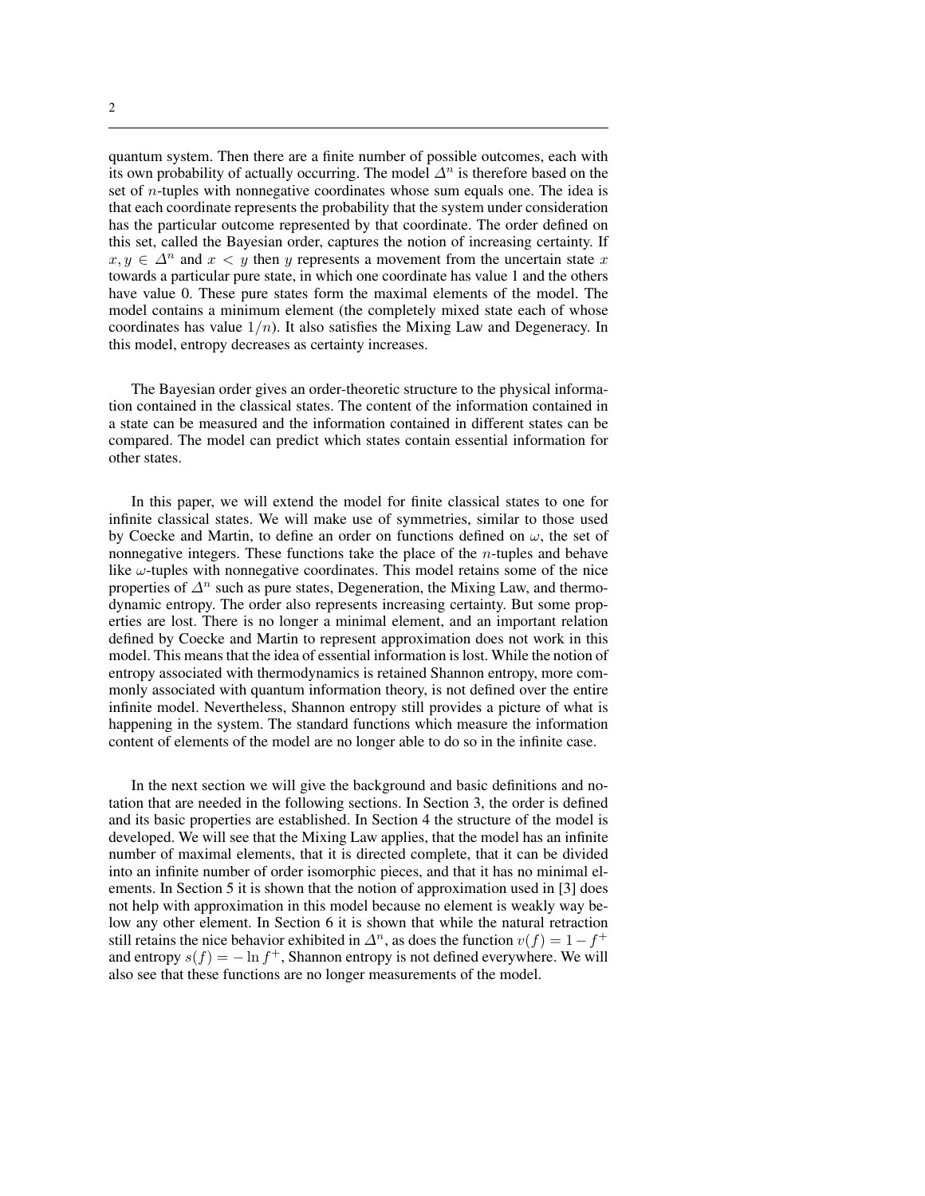quantum system. Then there are a finite number of possible outcomes, each with its own probability of actually occurring. The model $\Delta^n$ is therefore based on the set of $n$-tuples with nonnegative coordinates whose sum equals one. The idea is that each coordinate represents the probability that the system under consideration has the particular outcome represented by that coordinate. The order defined on this set, called the Bayesian order, captures the notion of increasing certainty. If $x, y \in \Delta^n$ and $x < y$ then $y$ represents a movement from the uncertain state $x$ towards a particular pure state, in which one coordinate has value 1 and the others have value 0. These pure states form the maximal elements of the model. The model contains a minimum element (the completely mixed state each of whose coordinates has value $1/n$). It also satisfies the Mixing Law and Degeneracy. In this model, entropy decreases as certainty increases.

The Bayesian order gives an order-theoretic structure to the physical information contained in the classical states. The content of the information contained in a state can be measured and the information contained in different states can be compared. The model can predict which states contain essential information for other states.

In this paper, we will extend the model for finite classical states to one for infinite classical states. We will make use of symmetries, similar to those used by Coecke and Martin, to define an order on functions defined on $\omega$, the set of nonnegative integers. These functions take the place of the $n$-tuples and behave like $\omega$-tuples with nonnegative coordinates. This model retains some of the nice properties of $\Delta^n$ such as pure states, Degeneration, the Mixing Law, and thermodynamic entropy. The order also represents increasing certainty. But some properties are lost. There is no longer a minimal element, and an important relation defined by Coecke and Martin to represent approximation does not work in this model. This means that the idea of essential information is lost. While the notion of entropy associated with thermodynamics is retained Shannon entropy, more commonly associated with quantum information theory, is not defined over the entire infinite model. Nevertheless, Shannon entropy still provides a picture of what is happening in the system. The standard functions which measure the information content of elements of the model are no longer able to do so in the infinite case.

In the next section we will give the background and basic definitions and notation that are needed in the following sections. In Section 3, the order is defined and its basic properties are established. In Section 4 the structure of the model is developed. We will see that the Mixing Law applies, that the model has an infinite number of maximal elements, that it is directed complete, that it can be divided into an infinite number of order isomorphic pieces, and that it has no minimal elements. In Section 5 it is shown that the notion of approximation used in [3] does not help with approximation in this model because no element is weakly way below any other element. In Section 6 it is shown that while the natural retraction still retains the nice behavior exhibited in $\Delta^n$, as does the function $v(f) = 1 - f^+$ and entropy $s(f) = -\ln f^+$, Shannon entropy is not defined everywhere. We will also see that these functions are no longer measurements of the model.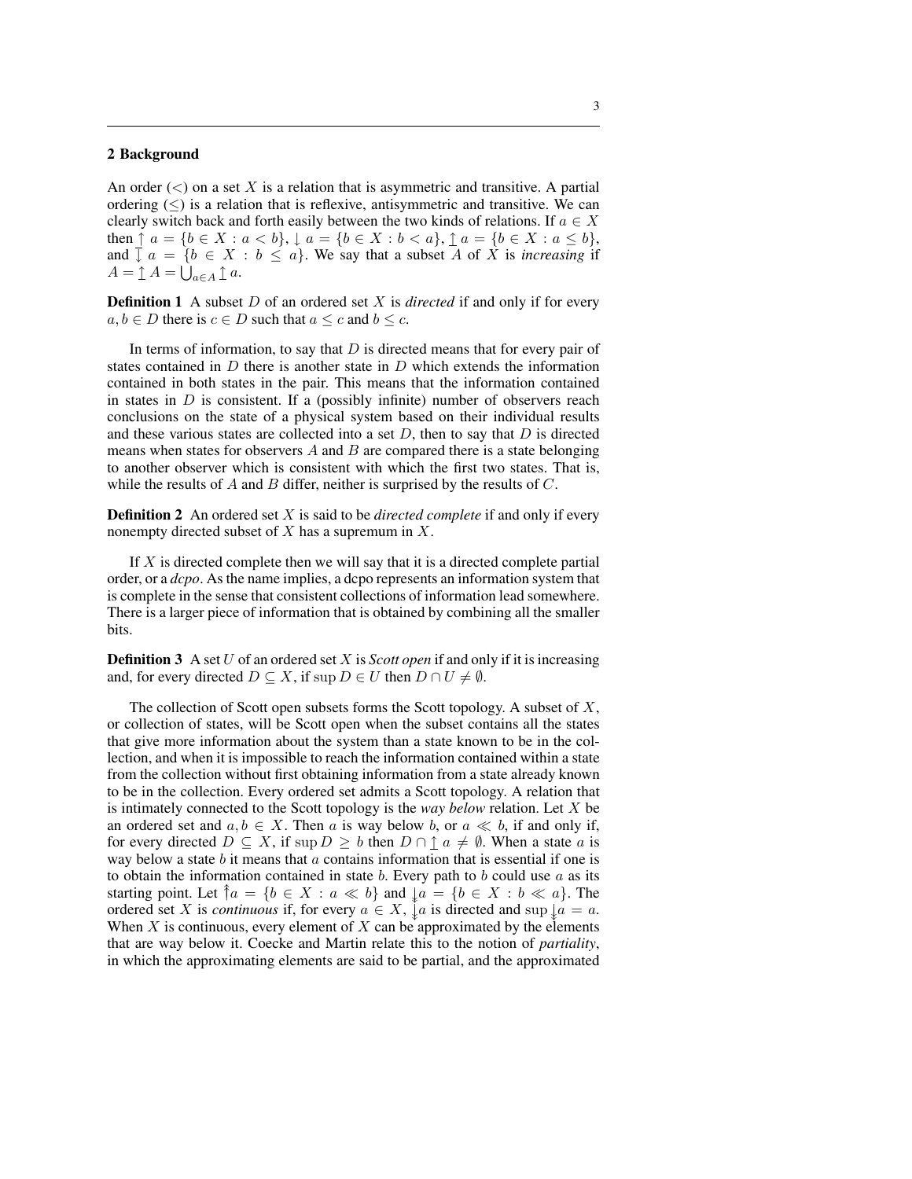## 2 Background

An order ($<$) on a set $X$ is a relation that is asymmetric and transitive. A partial ordering ($\leq$) is a relation that is reflexive, antisymmetric and transitive. We can clearly switch back and forth easily between the two kinds of relations. If $a \in X$ then $\uparrow a = \{b \in X : a < b\}$, $\downarrow a = \{b \in X : b < a\}$, $\underline{\uparrow} a = \{b \in X : a \leq b\}$, and $\underline{\downarrow} a = \{b \in X : b \leq a\}$. We say that a subset $A$ of $X$ is *increasing* if $A = \underline{\uparrow} A = \bigcup_{a \in A} \underline{\uparrow} a$.

**Definition 1** A subset $D$ of an ordered set $X$ is *directed* if and only if for every $a, b \in D$ there is $c \in D$ such that $a \leq c$ and $b \leq c$.

In terms of information, to say that $D$ is directed means that for every pair of states contained in $D$ there is another state in $D$ which extends the information contained in both states in the pair. This means that the information contained in states in $D$ is consistent. If a (possibly infinite) number of observers reach conclusions on the state of a physical system based on their individual results and these various states are collected into a set $D$, then to say that $D$ is directed means when states for observers $A$ and $B$ are compared there is a state belonging to another observer which is consistent with which the first two states. That is, while the results of $A$ and $B$ differ, neither is surprised by the results of $C$.

**Definition 2** An ordered set $X$ is said to be *directed complete* if and only if every nonempty directed subset of $X$ has a supremum in $X$.

If $X$ is directed complete then we will say that it is a directed complete partial order, or a *dcpo*. As the name implies, a dcpo represents an information system that is complete in the sense that consistent collections of information lead somewhere. There is a larger piece of information that is obtained by combining all the smaller bits.

**Definition 3** A set $U$ of an ordered set $X$ is *Scott open* if and only if it is increasing and, for every directed $D \subseteq X$, if $\sup D \in U$ then $D \cap U \neq \emptyset$.

The collection of Scott open subsets forms the Scott topology. A subset of $X$, or collection of states, will be Scott open when the subset contains all the states that give more information about the system than a state known to be in the collection, and when it is impossible to reach the information contained within a state from the collection without first obtaining information from a state already known to be in the collection. Every ordered set admits a Scott topology. A relation that is intimately connected to the Scott topology is the *way below* relation. Let $X$ be an ordered set and $a, b \in X$. Then $a$ is way below $b$, or $a \ll b$, if and only if, for every directed $D \subseteq X$, if $\sup D \geq b$ then $D \cap \underline{\uparrow} a \neq \emptyset$. When a state $a$ is way below a state $b$ it means that $a$ contains information that is essential if one is to obtain the information contained in state $b$. Every path to $b$ could use $a$ as its starting point. Let $\twoheaduparrow a = \{b \in X : a \ll b\}$ and $\twoheaddownarrow a = \{b \in X : b \ll a\}$. The ordered set $X$ is *continuous* if, for every $a \in X$, $\twoheaddownarrow a$ is directed and $\sup \twoheaddownarrow a = a$. When $X$ is continuous, every element of $X$ can be approximated by the elements that are way below it. Coecke and Martin relate this to the notion of *partiality*, in which the approximating elements are said to be partial, and the approximated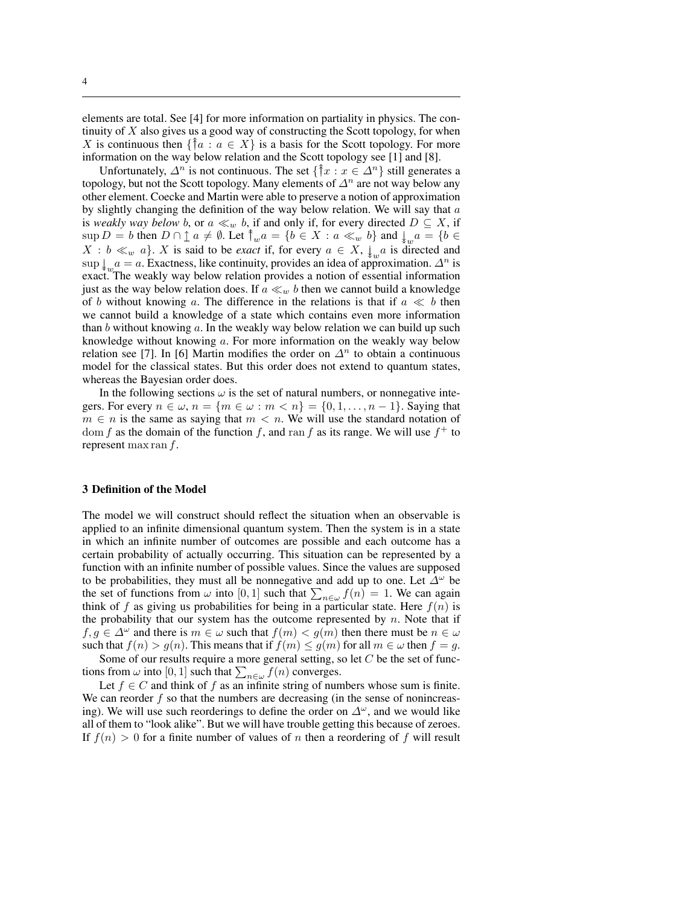elements are total. See [4] for more information on partiality in physics. The continuity of $X$ also gives us a good way of constructing the Scott topology, for when $X$ is continuous then $\{\mathord{\uparrow\!\!\uparrow} a : a \in X\}$ is a basis for the Scott topology. For more information on the way below relation and the Scott topology see [1] and [8].

Unfortunately, $\Delta^n$ is not continuous. The set $\{\mathord{\uparrow\!\!\uparrow} x : x \in \Delta^n\}$ still generates a topology, but not the Scott topology. Many elements of $\Delta^n$ are not way below any other element. Coecke and Martin were able to preserve a notion of approximation by slightly changing the definition of the way below relation. We will say that $a$ is *weakly way below* $b$, or $a \ll_w b$, if and only if, for every directed $D \subseteq X$, if $\sup D = b$ then $D \cap \mathord{\uparrow} a \neq \emptyset$. Let $\mathord{\uparrow\!\!\uparrow}_w a = \{b \in X : a \ll_w b\}$ and $\mathord{\downarrow\!\!\downarrow}_w a = \{b \in X : b \ll_w a\}$. $X$ is said to be *exact* if, for every $a \in X$, $\mathord{\downarrow\!\!\downarrow}_w a$ is directed and $\sup \mathord{\downarrow\!\!\downarrow}_w a = a$. Exactness, like continuity, provides an idea of approximation. $\Delta^n$ is exact. The weakly way below relation provides a notion of essential information just as the way below relation does. If $a \ll_w b$ then we cannot build a knowledge of $b$ without knowing $a$. The difference in the relations is that if $a \ll b$ then we cannot build a knowledge of a state which contains even more information than $b$ without knowing $a$. In the weakly way below relation we can build up such knowledge without knowing $a$. For more information on the weakly way below relation see [7]. In [6] Martin modifies the order on $\Delta^n$ to obtain a continuous model for the classical states. But this order does not extend to quantum states, whereas the Bayesian order does.

In the following sections $\omega$ is the set of natural numbers, or nonnegative integers. For every $n \in \omega$, $n = \{m \in \omega : m < n\} = \{0, 1, \ldots, n-1\}$. Saying that $m \in n$ is the same as saying that $m < n$. We will use the standard notation of $\operatorname{dom} f$ as the domain of the function $f$, and $\operatorname{ran} f$ as its range. We will use $f^+$ to represent $\max \operatorname{ran} f$.

### 3 Definition of the Model

The model we will construct should reflect the situation when an observable is applied to an infinite dimensional quantum system. Then the system is in a state in which an infinite number of outcomes are possible and each outcome has a certain probability of actually occurring. This situation can be represented by a function with an infinite number of possible values. Since the values are supposed to be probabilities, they must all be nonnegative and add up to one. Let $\Delta^\omega$ be the set of functions from $\omega$ into $[0,1]$ such that $\sum_{n\in\omega} f(n) = 1$. We can again think of $f$ as giving us probabilities for being in a particular state. Here $f(n)$ is the probability that our system has the outcome represented by $n$. Note that if $f, g \in \Delta^\omega$ and there is $m \in \omega$ such that $f(m) < g(m)$ then there must be $n \in \omega$ such that $f(n) > g(n)$. This means that if $f(m) \leq g(m)$ for all $m \in \omega$ then $f = g$.

Some of our results require a more general setting, so let $C$ be the set of functions from $\omega$ into $[0,1]$ such that $\sum_{n\in\omega} f(n)$ converges.

Let $f \in C$ and think of $f$ as an infinite string of numbers whose sum is finite. We can reorder $f$ so that the numbers are decreasing (in the sense of nonincreasing). We will use such reorderings to define the order on $\Delta^\omega$, and we would like all of them to "look alike". But we will have trouble getting this because of zeroes. If $f(n) > 0$ for a finite number of values of $n$ then a reordering of $f$ will result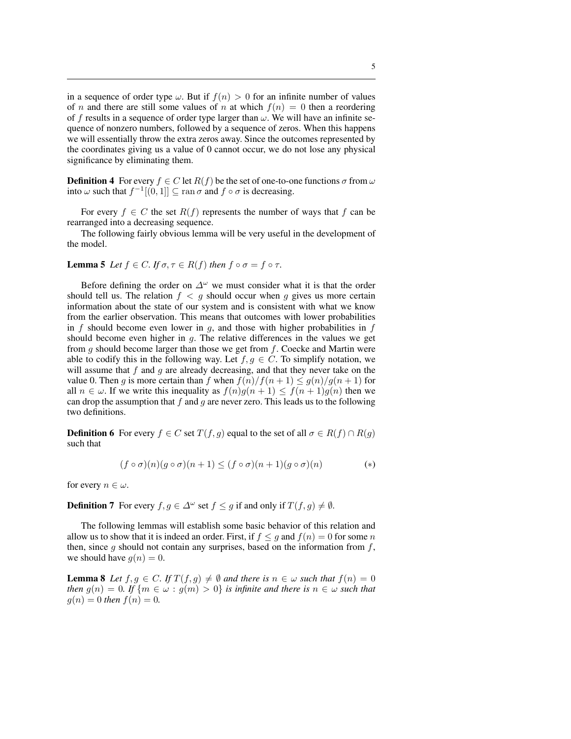in a sequence of order type $\omega$. But if $f(n) > 0$ for an infinite number of values of $n$ and there are still some values of $n$ at which $f(n) = 0$ then a reordering of $f$ results in a sequence of order type larger than $\omega$. We will have an infinite sequence of nonzero numbers, followed by a sequence of zeros. When this happens we will essentially throw the extra zeros away. Since the outcomes represented by the coordinates giving us a value of 0 cannot occur, we do not lose any physical significance by eliminating them.

**Definition 4** For every $f \in C$ let $R(f)$ be the set of one-to-one functions $\sigma$ from $\omega$ into $\omega$ such that $f^{-1}[(0,1]] \subseteq \operatorname{ran} \sigma$ and $f \circ \sigma$ is decreasing.

For every $f \in C$ the set $R(f)$ represents the number of ways that $f$ can be rearranged into a decreasing sequence.

The following fairly obvious lemma will be very useful in the development of the model.

**Lemma 5** *Let $f \in C$. If $\sigma, \tau \in R(f)$ then $f \circ \sigma = f \circ \tau$.*

Before defining the order on $\Delta^\omega$ we must consider what it is that the order should tell us. The relation $f < g$ should occur when $g$ gives us more certain information about the state of our system and is consistent with what we know from the earlier observation. This means that outcomes with lower probabilities in $f$ should become even lower in $g$, and those with higher probabilities in $f$ should become even higher in $g$. The relative differences in the values we get from $g$ should become larger than those we get from $f$. Coecke and Martin were able to codify this in the following way. Let $f, g \in C$. To simplify notation, we will assume that $f$ and $g$ are already decreasing, and that they never take on the value 0. Then $g$ is more certain than $f$ when $f(n)/f(n+1) \leq g(n)/g(n+1)$ for all $n \in \omega$. If we write this inequality as $f(n)g(n+1) \leq f(n+1)g(n)$ then we can drop the assumption that $f$ and $g$ are never zero. This leads us to the following two definitions.

**Definition 6** For every $f \in C$ set $T(f, g)$ equal to the set of all $\sigma \in R(f) \cap R(g)$ such that

$$(f \circ \sigma)(n)(g \circ \sigma)(n+1) \leq (f \circ \sigma)(n+1)(g \circ \sigma)(n) \qquad (*)$$

for every $n \in \omega$.

**Definition 7** For every $f, g \in \Delta^\omega$ set $f \leq g$ if and only if $T(f, g) \neq \emptyset$.

The following lemmas will establish some basic behavior of this relation and allow us to show that it is indeed an order. First, if $f \leq g$ and $f(n) = 0$ for some $n$ then, since $g$ should not contain any surprises, based on the information from $f$, we should have $g(n) = 0$.

**Lemma 8** *Let $f, g \in C$. If $T(f, g) \neq \emptyset$ and there is $n \in \omega$ such that $f(n) = 0$ then $g(n) = 0$. If $\{m \in \omega : g(m) > 0\}$ is infinite and there is $n \in \omega$ such that $g(n) = 0$ then $f(n) = 0$.*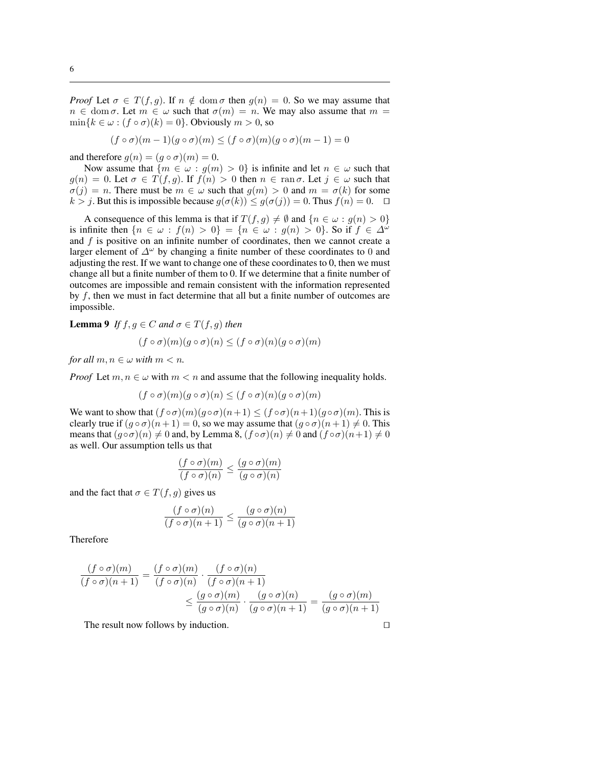*Proof* Let $\sigma \in T(f,g)$. If $n \notin \operatorname{dom}\sigma$ then $g(n) = 0$. So we may assume that $n \in \operatorname{dom}\sigma$. Let $m \in \omega$ such that $\sigma(m) = n$. We may also assume that $m = \min\{k \in \omega : (f \circ \sigma)(k) = 0\}$. Obviously $m > 0$, so

$$(f \circ \sigma)(m-1)(g \circ \sigma)(m) \leq (f \circ \sigma)(m)(g \circ \sigma)(m-1) = 0$$

and therefore $g(n) = (g \circ \sigma)(m) = 0$.

Now assume that $\{m \in \omega : g(m) > 0\}$ is infinite and let $n \in \omega$ such that $g(n) = 0$. Let $\sigma \in T(f,g)$. If $f(n) > 0$ then $n \in \operatorname{ran}\sigma$. Let $j \in \omega$ such that $\sigma(j) = n$. There must be $m \in \omega$ such that $g(m) > 0$ and $m = \sigma(k)$ for some $k > j$. But this is impossible because $g(\sigma(k)) \leq g(\sigma(j)) = 0$. Thus $f(n) = 0$. $\square$

A consequence of this lemma is that if $T(f,g) \neq \emptyset$ and $\{n \in \omega : g(n) > 0\}$ is infinite then $\{n \in \omega : f(n) > 0\} = \{n \in \omega : g(n) > 0\}$. So if $f \in \Delta^\omega$ and $f$ is positive on an infinite number of coordinates, then we cannot create a larger element of $\Delta^\omega$ by changing a finite number of these coordinates to 0 and adjusting the rest. If we want to change one of these coordinates to 0, then we must change all but a finite number of them to 0. If we determine that a finite number of outcomes are impossible and remain consistent with the information represented by $f$, then we must in fact determine that all but a finite number of outcomes are impossible.

**Lemma 9** *If $f, g \in C$ and $\sigma \in T(f,g)$ then*

$$(f \circ \sigma)(m)(g \circ \sigma)(n) \leq (f \circ \sigma)(n)(g \circ \sigma)(m)$$

*for all $m, n \in \omega$ with $m < n$.*

*Proof* Let $m, n \in \omega$ with $m < n$ and assume that the following inequality holds.

$$(f \circ \sigma)(m)(g \circ \sigma)(n) \leq (f \circ \sigma)(n)(g \circ \sigma)(m)$$

We want to show that $(f \circ \sigma)(m)(g \circ \sigma)(n+1) \leq (f \circ \sigma)(n+1)(g \circ \sigma)(m)$. This is clearly true if $(g \circ \sigma)(n+1) = 0$, so we may assume that $(g \circ \sigma)(n+1) \neq 0$. This means that $(g \circ \sigma)(n) \neq 0$ and, by Lemma 8, $(f \circ \sigma)(n) \neq 0$ and $(f \circ \sigma)(n+1) \neq 0$ as well. Our assumption tells us that

$$\frac{(f \circ \sigma)(m)}{(f \circ \sigma)(n)} \leq \frac{(g \circ \sigma)(m)}{(g \circ \sigma)(n)}$$

and the fact that $\sigma \in T(f,g)$ gives us

$$\frac{(f \circ \sigma)(n)}{(f \circ \sigma)(n+1)} \leq \frac{(g \circ \sigma)(n)}{(g \circ \sigma)(n+1)}$$

Therefore

$$\frac{(f \circ \sigma)(m)}{(f \circ \sigma)(n+1)} = \frac{(f \circ \sigma)(m)}{(f \circ \sigma)(n)} \cdot \frac{(f \circ \sigma)(n)}{(f \circ \sigma)(n+1)} \leq \frac{(g \circ \sigma)(m)}{(g \circ \sigma)(n)} \cdot \frac{(g \circ \sigma)(n)}{(g \circ \sigma)(n+1)} = \frac{(g \circ \sigma)(m)}{(g \circ \sigma)(n+1)}$$

The result now follows by induction. $\square$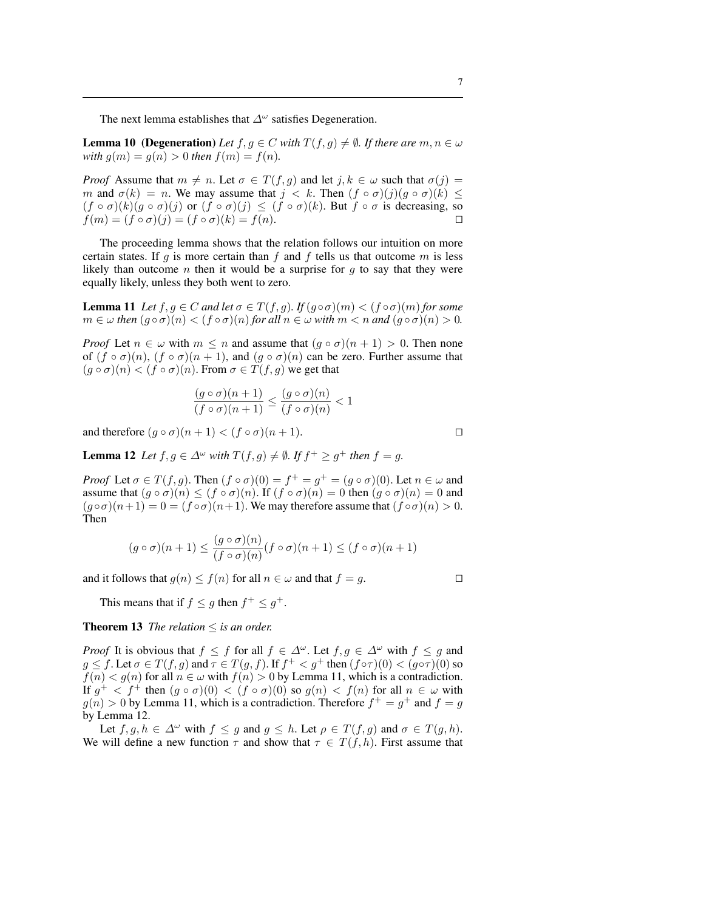The next lemma establishes that $\Delta^\omega$ satisfies Degeneration.

**Lemma 10 (Degeneration)** *Let $f, g \in C$ with $T(f,g) \neq \emptyset$. If there are $m, n \in \omega$ with $g(m) = g(n) > 0$ then $f(m) = f(n)$.*

*Proof* Assume that $m \neq n$. Let $\sigma \in T(f,g)$ and let $j, k \in \omega$ such that $\sigma(j) = m$ and $\sigma(k) = n$. We may assume that $j < k$. Then $(f \circ \sigma)(j)(g \circ \sigma)(k) \leq (f \circ \sigma)(k)(g \circ \sigma)(j)$ or $(f \circ \sigma)(j) \leq (f \circ \sigma)(k)$. But $f \circ \sigma$ is decreasing, so $f(m) = (f \circ \sigma)(j) = (f \circ \sigma)(k) = f(n)$. ◻

The proceeding lemma shows that the relation follows our intuition on more certain states. If $g$ is more certain than $f$ and $f$ tells us that outcome $m$ is less likely than outcome $n$ then it would be a surprise for $g$ to say that they were equally likely, unless they both went to zero.

**Lemma 11** *Let $f, g \in C$ and let $\sigma \in T(f,g)$. If $(g \circ \sigma)(m) < (f \circ \sigma)(m)$ for some $m \in \omega$ then $(g \circ \sigma)(n) < (f \circ \sigma)(n)$ for all $n \in \omega$ with $m < n$ and $(g \circ \sigma)(n) > 0$.*

*Proof* Let $n \in \omega$ with $m \leq n$ and assume that $(g \circ \sigma)(n+1) > 0$. Then none of $(f \circ \sigma)(n)$, $(f \circ \sigma)(n+1)$, and $(g \circ \sigma)(n)$ can be zero. Further assume that $(g \circ \sigma)(n) < (f \circ \sigma)(n)$. From $\sigma \in T(f,g)$ we get that

$$\frac{(g \circ \sigma)(n+1)}{(f \circ \sigma)(n+1)} \leq \frac{(g \circ \sigma)(n)}{(f \circ \sigma)(n)} < 1$$

and therefore $(g \circ \sigma)(n+1) < (f \circ \sigma)(n+1)$. ◻

**Lemma 12** *Let $f, g \in \Delta^\omega$ with $T(f,g) \neq \emptyset$. If $f^+ \geq g^+$ then $f = g$.*

*Proof* Let $\sigma \in T(f,g)$. Then $(f \circ \sigma)(0) = f^+ = g^+ = (g \circ \sigma)(0)$. Let $n \in \omega$ and assume that $(g \circ \sigma)(n) \leq (f \circ \sigma)(n)$. If $(f \circ \sigma)(n) = 0$ then $(g \circ \sigma)(n) = 0$ and $(g \circ \sigma)(n+1) = 0 = (f \circ \sigma)(n+1)$. We may therefore assume that $(f \circ \sigma)(n) > 0$. Then

$$(g \circ \sigma)(n+1) \leq \frac{(g \circ \sigma)(n)}{(f \circ \sigma)(n)} (f \circ \sigma)(n+1) \leq (f \circ \sigma)(n+1)$$

and it follows that $g(n) \leq f(n)$ for all $n \in \omega$ and that $f = g$. ◻

This means that if $f \leq g$ then $f^+ \leq g^+$.

**Theorem 13** *The relation $\leq$ is an order.*

*Proof* It is obvious that $f \leq f$ for all $f \in \Delta^\omega$. Let $f, g \in \Delta^\omega$ with $f \leq g$ and $g \leq f$. Let $\sigma \in T(f,g)$ and $\tau \in T(g,f)$. If $f^+ < g^+$ then $(f \circ \tau)(0) < (g \circ \tau)(0)$ so $f(n) < g(n)$ for all $n \in \omega$ with $f(n) > 0$ by Lemma 11, which is a contradiction. If $g^+ < f^+$ then $(g \circ \sigma)(0) < (f \circ \sigma)(0)$ so $g(n) < f(n)$ for all $n \in \omega$ with $g(n) > 0$ by Lemma 11, which is a contradiction. Therefore $f^+ = g^+$ and $f = g$ by Lemma 12.

Let $f, g, h \in \Delta^\omega$ with $f \leq g$ and $g \leq h$. Let $\rho \in T(f,g)$ and $\sigma \in T(g,h)$. We will define a new function $\tau$ and show that $\tau \in T(f,h)$. First assume that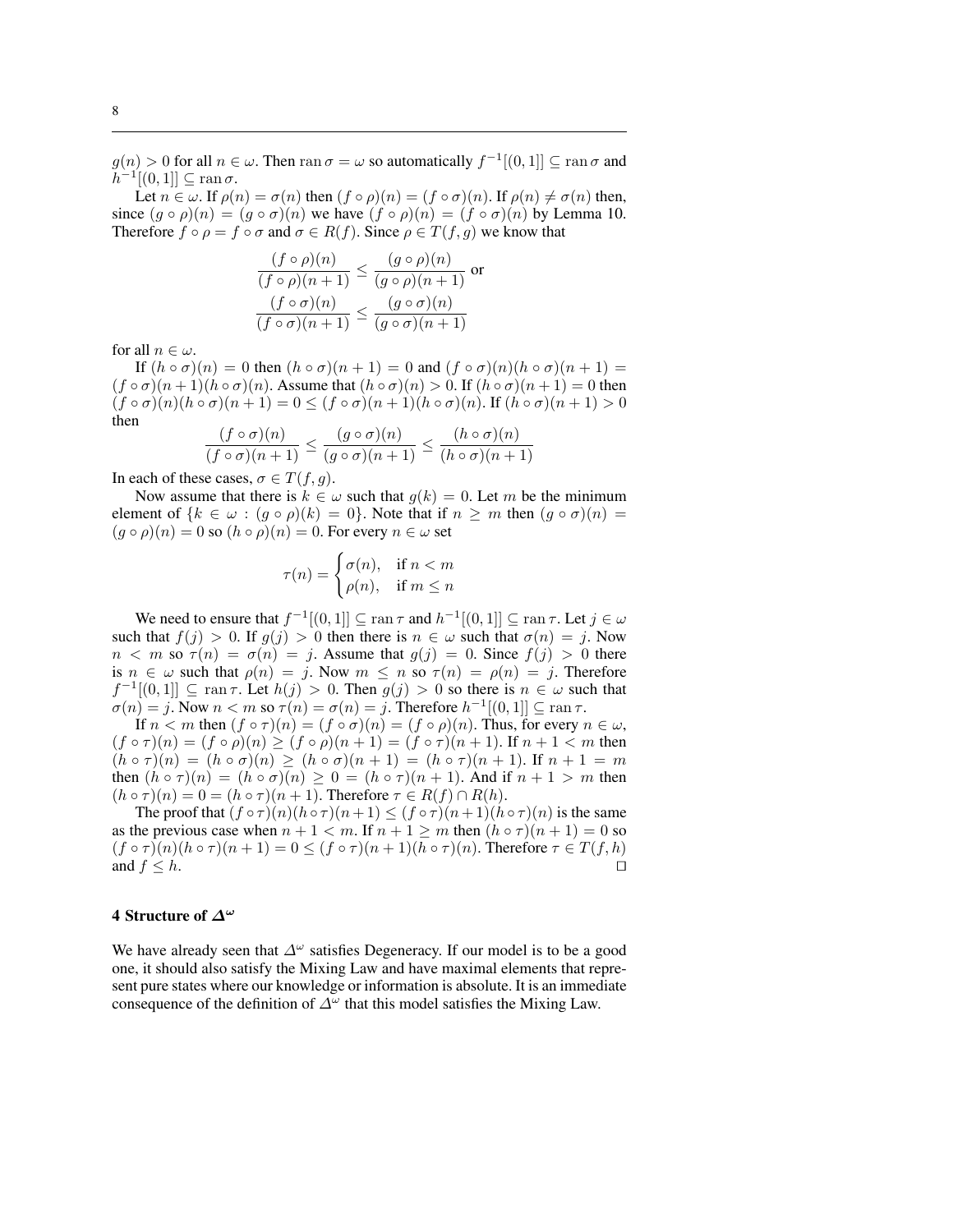$g(n) > 0$ for all $n \in \omega$. Then $\operatorname{ran}\sigma = \omega$ so automatically $f^{-1}[(0,1]] \subseteq \operatorname{ran}\sigma$ and $h^{-1}[(0,1]] \subseteq \operatorname{ran}\sigma$.

Let $n \in \omega$. If $\rho(n) = \sigma(n)$ then $(f \circ \rho)(n) = (f \circ \sigma)(n)$. If $\rho(n) \neq \sigma(n)$ then, since $(g \circ \rho)(n) = (g \circ \sigma)(n)$ we have $(f \circ \rho)(n) = (f \circ \sigma)(n)$ by Lemma 10. Therefore $f \circ \rho = f \circ \sigma$ and $\sigma \in R(f)$. Since $\rho \in T(f,g)$ we know that

$$\frac{(f \circ \rho)(n)}{(f \circ \rho)(n+1)} \leq \frac{(g \circ \rho)(n)}{(g \circ \rho)(n+1)} \text{ or}$$
$$\frac{(f \circ \sigma)(n)}{(f \circ \sigma)(n+1)} \leq \frac{(g \circ \sigma)(n)}{(g \circ \sigma)(n+1)}$$

for all $n \in \omega$.

If $(h \circ \sigma)(n) = 0$ then $(h \circ \sigma)(n+1) = 0$ and $(f \circ \sigma)(n)(h \circ \sigma)(n+1) = (f \circ \sigma)(n+1)(h \circ \sigma)(n)$. Assume that $(h \circ \sigma)(n) > 0$. If $(h \circ \sigma)(n+1) = 0$ then $(f \circ \sigma)(n)(h \circ \sigma)(n+1) = 0 \leq (f \circ \sigma)(n+1)(h \circ \sigma)(n)$. If $(h \circ \sigma)(n+1) > 0$ then

$$\frac{(f \circ \sigma)(n)}{(f \circ \sigma)(n+1)} \leq \frac{(g \circ \sigma)(n)}{(g \circ \sigma)(n+1)} \leq \frac{(h \circ \sigma)(n)}{(h \circ \sigma)(n+1)}$$

In each of these cases, $\sigma \in T(f,g)$.

Now assume that there is $k \in \omega$ such that $g(k) = 0$. Let $m$ be the minimum element of $\{k \in \omega : (g \circ \rho)(k) = 0\}$. Note that if $n \geq m$ then $(g \circ \sigma)(n) = (g \circ \rho)(n) = 0$ so $(h \circ \rho)(n) = 0$. For every $n \in \omega$ set

$$\tau(n) = \begin{cases} \sigma(n), & \text{if } n < m \\ \rho(n), & \text{if } m \leq n \end{cases}$$

We need to ensure that $f^{-1}[(0,1]] \subseteq \operatorname{ran}\tau$ and $h^{-1}[(0,1]] \subseteq \operatorname{ran}\tau$. Let $j \in \omega$ such that $f(j) > 0$. If $g(j) > 0$ then there is $n \in \omega$ such that $\sigma(n) = j$. Now $n < m$ so $\tau(n) = \sigma(n) = j$. Assume that $g(j) = 0$. Since $f(j) > 0$ there is $n \in \omega$ such that $\rho(n) = j$. Now $m \leq n$ so $\tau(n) = \rho(n) = j$. Therefore $f^{-1}[(0,1]] \subseteq \operatorname{ran}\tau$. Let $h(j) > 0$. Then $g(j) > 0$ so there is $n \in \omega$ such that $\sigma(n) = j$. Now $n < m$ so $\tau(n) = \sigma(n) = j$. Therefore $h^{-1}[(0,1]] \subseteq \operatorname{ran}\tau$.

If $n < m$ then $(f \circ \tau)(n) = (f \circ \sigma)(n) = (f \circ \rho)(n)$. Thus, for every $n \in \omega$, $(f \circ \tau)(n) = (f \circ \rho)(n) \geq (f \circ \rho)(n+1) = (f \circ \tau)(n+1)$. If $n+1 < m$ then $(h \circ \tau)(n) = (h \circ \sigma)(n) \geq (h \circ \sigma)(n+1) = (h \circ \tau)(n+1)$. If $n+1 = m$ then $(h \circ \tau)(n) = (h \circ \sigma)(n) \geq 0 = (h \circ \tau)(n+1)$. And if $n+1 > m$ then $(h \circ \tau)(n) = 0 = (h \circ \tau)(n+1)$. Therefore $\tau \in R(f) \cap R(h)$.

The proof that $(f \circ \tau)(n)(h \circ \tau)(n+1) \leq (f \circ \tau)(n+1)(h \circ \tau)(n)$ is the same as the previous case when $n+1 < m$. If $n+1 \geq m$ then $(h \circ \tau)(n+1) = 0$ so $(f \circ \tau)(n)(h \circ \tau)(n+1) = 0 \leq (f \circ \tau)(n+1)(h \circ \tau)(n)$. Therefore $\tau \in T(f,h)$ and $f \leq h$. $\square$

## 4 Structure of $\Delta^\omega$

We have already seen that $\Delta^\omega$ satisfies Degeneracy. If our model is to be a good one, it should also satisfy the Mixing Law and have maximal elements that represent pure states where our knowledge or information is absolute. It is an immediate consequence of the definition of $\Delta^\omega$ that this model satisfies the Mixing Law.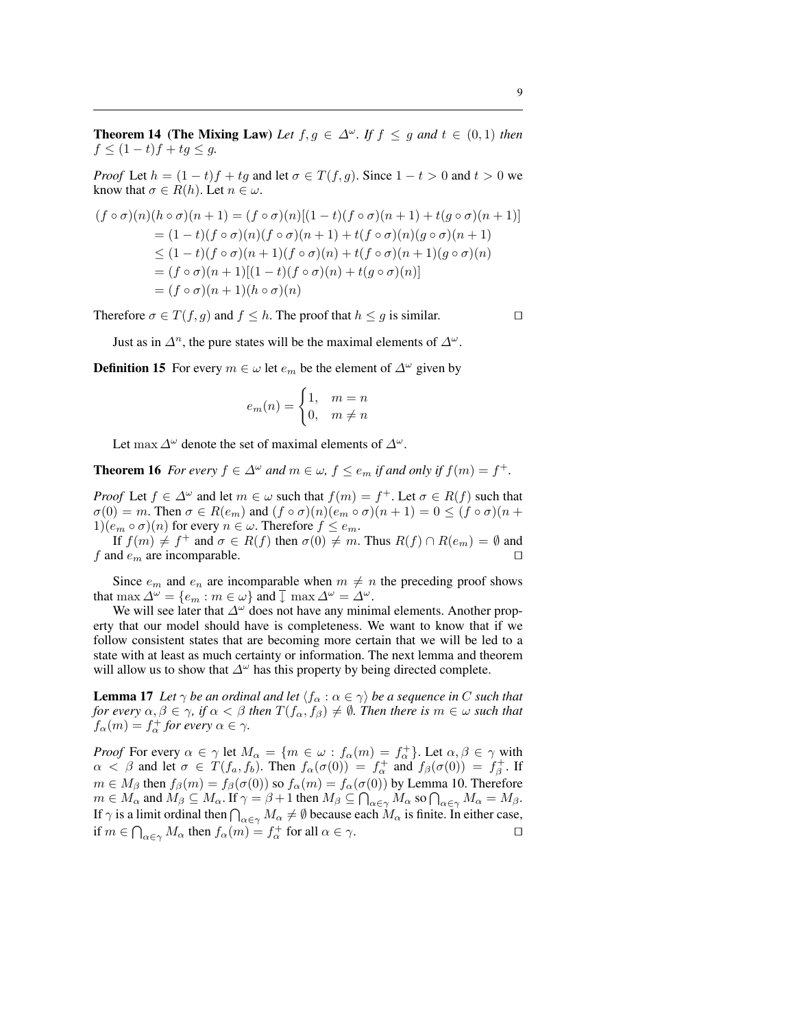**Theorem 14 (The Mixing Law)** *Let $f, g \in \Delta^\omega$. If $f \leq g$ and $t \in (0,1)$ then $f \leq (1-t)f + tg \leq g$.*

*Proof* Let $h = (1-t)f + tg$ and let $\sigma \in T(f,g)$. Since $1-t > 0$ and $t > 0$ we know that $\sigma \in R(h)$. Let $n \in \omega$.

$$\begin{aligned}
(f\circ\sigma)(n)(h\circ\sigma)(n+1) &= (f\circ\sigma)(n)[(1-t)(f\circ\sigma)(n+1) + t(g\circ\sigma)(n+1)] \\
&= (1-t)(f\circ\sigma)(n)(f\circ\sigma)(n+1) + t(f\circ\sigma)(n)(g\circ\sigma)(n+1) \\
&\leq (1-t)(f\circ\sigma)(n+1)(f\circ\sigma)(n) + t(f\circ\sigma)(n+1)(g\circ\sigma)(n) \\
&= (f\circ\sigma)(n+1)[(1-t)(f\circ\sigma)(n) + t(g\circ\sigma)(n)] \\
&= (f\circ\sigma)(n+1)(h\circ\sigma)(n)
\end{aligned}$$

Therefore $\sigma \in T(f,g)$ and $f \leq h$. The proof that $h \leq g$ is similar. □

Just as in $\Delta^n$, the pure states will be the maximal elements of $\Delta^\omega$.

**Definition 15** For every $m \in \omega$ let $e_m$ be the element of $\Delta^\omega$ given by

$$e_m(n) = \begin{cases} 1, & m = n \\ 0, & m \neq n \end{cases}$$

Let $\max \Delta^\omega$ denote the set of maximal elements of $\Delta^\omega$.

**Theorem 16** *For every $f \in \Delta^\omega$ and $m \in \omega$, $f \leq e_m$ if and only if $f(m) = f^+$.*

*Proof* Let $f \in \Delta^\omega$ and let $m \in \omega$ such that $f(m) = f^+$. Let $\sigma \in R(f)$ such that $\sigma(0) = m$. Then $\sigma \in R(e_m)$ and $(f\circ\sigma)(n)(e_m\circ\sigma)(n+1) = 0 \leq (f\circ\sigma)(n+1)(e_m\circ\sigma)(n)$ for every $n \in \omega$. Therefore $f \leq e_m$.

If $f(m) \neq f^+$ and $\sigma \in R(f)$ then $\sigma(0) \neq m$. Thus $R(f) \cap R(e_m) = \emptyset$ and $f$ and $e_m$ are incomparable. □

Since $e_m$ and $e_n$ are incomparable when $m \neq n$ the preceding proof shows that $\max \Delta^\omega = \{e_m : m \in \omega\}$ and $\overline{\downarrow} \max \Delta^\omega = \Delta^\omega$.

We will see later that $\Delta^\omega$ does not have any minimal elements. Another property that our model should have is completeness. We want to know that if we follow consistent states that are becoming more certain that we will be led to a state with at least as much certainty or information. The next lemma and theorem will allow us to show that $\Delta^\omega$ has this property by being directed complete.

**Lemma 17** *Let $\gamma$ be an ordinal and let $\langle f_\alpha : \alpha \in \gamma \rangle$ be a sequence in $C$ such that for every $\alpha, \beta \in \gamma$, if $\alpha < \beta$ then $T(f_\alpha, f_\beta) \neq \emptyset$. Then there is $m \in \omega$ such that $f_\alpha(m) = f_\alpha^+$ for every $\alpha \in \gamma$.*

*Proof* For every $\alpha \in \gamma$ let $M_\alpha = \{m \in \omega : f_\alpha(m) = f_\alpha^+\}$. Let $\alpha, \beta \in \gamma$ with $\alpha < \beta$ and let $\sigma \in T(f_a, f_b)$. Then $f_\alpha(\sigma(0)) = f_\alpha^+$ and $f_\beta(\sigma(0)) = f_\beta^+$. If $m \in M_\beta$ then $f_\beta(m) = f_\beta(\sigma(0))$ so $f_\alpha(m) = f_\alpha(\sigma(0))$ by Lemma 10. Therefore $m \in M_\alpha$ and $M_\beta \subseteq M_\alpha$. If $\gamma = \beta + 1$ then $M_\beta \subseteq \bigcap_{\alpha\in\gamma} M_\alpha$ so $\bigcap_{\alpha\in\gamma} M_\alpha = M_\beta$. If $\gamma$ is a limit ordinal then $\bigcap_{\alpha\in\gamma} M_\alpha \neq \emptyset$ because each $M_\alpha$ is finite. In either case, if $m \in \bigcap_{\alpha\in\gamma} M_\alpha$ then $f_\alpha(m) = f_\alpha^+$ for all $\alpha \in \gamma$. □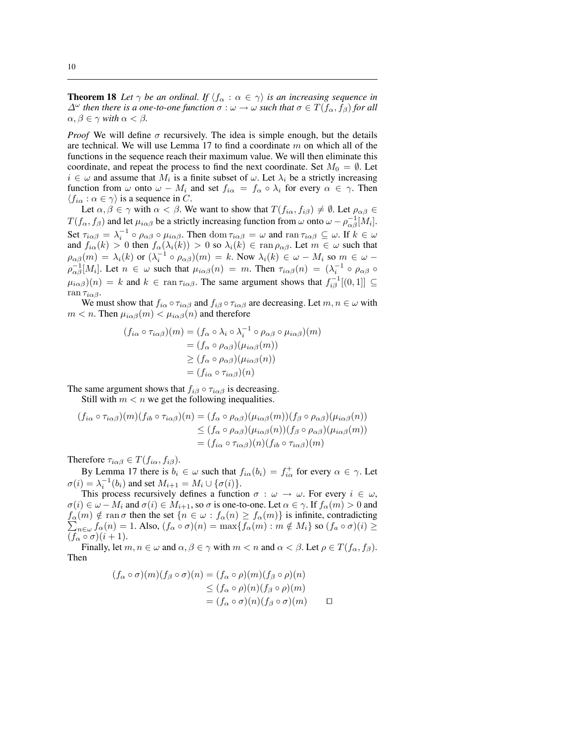**Theorem 18** *Let $\gamma$ be an ordinal. If $\langle f_\alpha : \alpha \in \gamma\rangle$ is an increasing sequence in $\Delta^\omega$ then there is a one-to-one function $\sigma : \omega \to \omega$ such that $\sigma \in T(f_\alpha, f_\beta)$ for all $\alpha, \beta \in \gamma$ with $\alpha < \beta$.*

*Proof* We will define $\sigma$ recursively. The idea is simple enough, but the details are technical. We will use Lemma 17 to find a coordinate $m$ on which all of the functions in the sequence reach their maximum value. We will then eliminate this coordinate, and repeat the process to find the next coordinate. Set $M_0 = \emptyset$. Let $i \in \omega$ and assume that $M_i$ is a finite subset of $\omega$. Let $\lambda_i$ be a strictly increasing function from $\omega$ onto $\omega - M_i$ and set $f_{i\alpha} = f_\alpha \circ \lambda_i$ for every $\alpha \in \gamma$. Then $\langle f_{i\alpha} : \alpha \in \gamma\rangle$ is a sequence in $C$.

Let $\alpha, \beta \in \gamma$ with $\alpha < \beta$. We want to show that $T(f_{i\alpha}, f_{i\beta}) \neq \emptyset$. Let $\rho_{\alpha\beta} \in T(f_\alpha, f_\beta)$ and let $\mu_{i\alpha\beta}$ be a strictly increasing function from $\omega$ onto $\omega - \rho_{\alpha\beta}^{-1}[M_i]$. Set $\tau_{i\alpha\beta} = \lambda_i^{-1} \circ \rho_{\alpha\beta} \circ \mu_{i\alpha\beta}$. Then $\operatorname{dom} \tau_{i\alpha\beta} = \omega$ and $\operatorname{ran} \tau_{i\alpha\beta} \subseteq \omega$. If $k \in \omega$ and $f_{i\alpha}(k) > 0$ then $f_\alpha(\lambda_i(k)) > 0$ so $\lambda_i(k) \in \operatorname{ran} \rho_{\alpha\beta}$. Let $m \in \omega$ such that $\rho_{\alpha\beta}(m) = \lambda_i(k)$ or $(\lambda_i^{-1} \circ \rho_{\alpha\beta})(m) = k$. Now $\lambda_i(k) \in \omega - M_i$ so $m \in \omega - \rho_{\alpha\beta}^{-1}[M_i]$. Let $n \in \omega$ such that $\mu_{i\alpha\beta}(n) = m$. Then $\tau_{i\alpha\beta}(n) = (\lambda_i^{-1} \circ \rho_{\alpha\beta} \circ \mu_{i\alpha\beta})(n) = k$ and $k \in \operatorname{ran} \tau_{i\alpha\beta}$. The same argument shows that $f_{i\beta}^{-1}[(0,1]] \subseteq \operatorname{ran} \tau_{i\alpha\beta}$.

We must show that $f_{i\alpha} \circ \tau_{i\alpha\beta}$ and $f_{i\beta} \circ \tau_{i\alpha\beta}$ are decreasing. Let $m, n \in \omega$ with $m < n$. Then $\mu_{i\alpha\beta}(m) < \mu_{i\alpha\beta}(n)$ and therefore

$$
\begin{aligned}
(f_{i\alpha} \circ \tau_{i\alpha\beta})(m) &= (f_\alpha \circ \lambda_i \circ \lambda_i^{-1} \circ \rho_{\alpha\beta} \circ \mu_{i\alpha\beta})(m) \\
&= (f_\alpha \circ \rho_{\alpha\beta})(\mu_{i\alpha\beta}(m)) \\
&\geq (f_\alpha \circ \rho_{\alpha\beta})(\mu_{i\alpha\beta}(n)) \\
&= (f_{i\alpha} \circ \tau_{i\alpha\beta})(n)
\end{aligned}
$$

The same argument shows that $f_{i\beta} \circ \tau_{i\alpha\beta}$ is decreasing.

Still with $m < n$ we get the following inequalities.

$$
\begin{aligned}
(f_{i\alpha} \circ \tau_{i\alpha\beta})(m)(f_{ib} \circ \tau_{i\alpha\beta})(n) &= (f_\alpha \circ \rho_{\alpha\beta})(\mu_{i\alpha\beta}(m))(f_\beta \circ \rho_{\alpha\beta})(\mu_{i\alpha\beta}(n)) \\
&\leq (f_\alpha \circ \rho_{\alpha\beta})(\mu_{i\alpha\beta}(n))(f_\beta \circ \rho_{\alpha\beta})(\mu_{i\alpha\beta}(m)) \\
&= (f_{i\alpha} \circ \tau_{i\alpha\beta})(n)(f_{ib} \circ \tau_{i\alpha\beta})(m)
\end{aligned}
$$

Therefore $\tau_{i\alpha\beta} \in T(f_{i\alpha}, f_{i\beta})$.

By Lemma 17 there is $b_i \in \omega$ such that $f_{i\alpha}(b_i) = f_{i\alpha}^+$ for every $\alpha \in \gamma$. Let $\sigma(i) = \lambda_i^{-1}(b_i)$ and set $M_{i+1} = M_i \cup \{\sigma(i)\}$.

This process recursively defines a function $\sigma : \omega \to \omega$. For every $i \in \omega$, $\sigma(i) \in \omega - M_i$ and $\sigma(i) \in M_{i+1}$, so $\sigma$ is one-to-one. Let $\alpha \in \gamma$. If $f_\alpha(m) > 0$ and $f_\alpha(m) \notin \operatorname{ran} \sigma$ then the set $\{n \in \omega : f_\alpha(n) \geq f_\alpha(m)\}$ is infinite, contradicting $\sum_{n\in\omega} f_\alpha(n) = 1$. Also, $(f_\alpha \circ \sigma)(n) = \max\{f_\alpha(m) : m \notin M_i\}$ so $(f_a \circ \sigma)(i) \geq (f_\alpha \circ \sigma)(i+1)$.

Finally, let $m, n \in \omega$ and $\alpha, \beta \in \gamma$ with $m < n$ and $\alpha < \beta$. Let $\rho \in T(f_\alpha, f_\beta)$. Then

$$
\begin{aligned}
(f_\alpha \circ \sigma)(m)(f_\beta \circ \sigma)(n) &= (f_\alpha \circ \rho)(m)(f_\beta \circ \rho)(n) \\
&\leq (f_\alpha \circ \rho)(n)(f_\beta \circ \rho)(m) \\
&= (f_\alpha \circ \sigma)(n)(f_\beta \circ \sigma)(m) \qquad \square
\end{aligned}
$$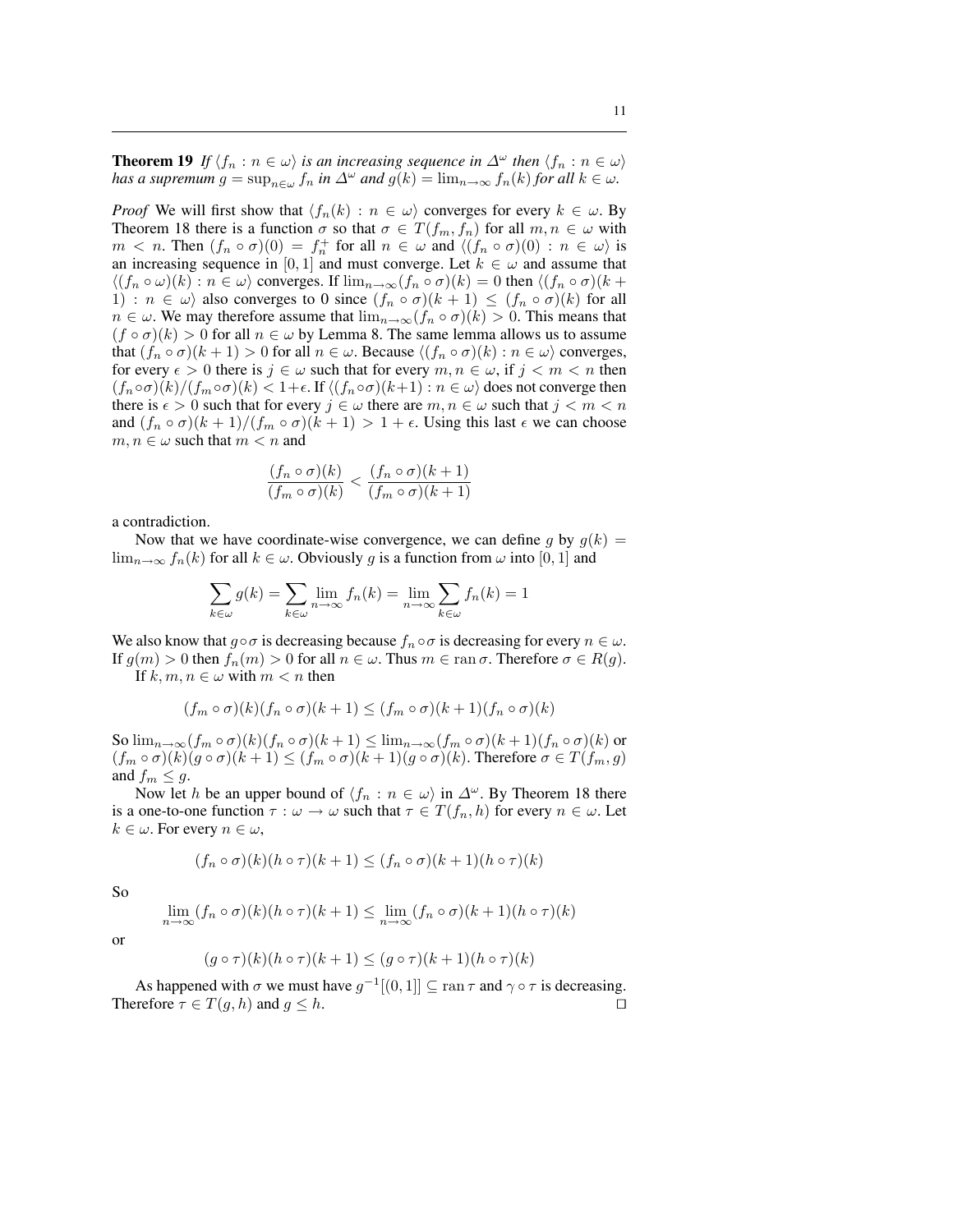**Theorem 19** *If $\langle f_n : n \in \omega \rangle$ is an increasing sequence in $\Delta^\omega$ then $\langle f_n : n \in \omega \rangle$ has a supremum $g = \sup_{n\in\omega} f_n$ in $\Delta^\omega$ and $g(k) = \lim_{n\to\infty} f_n(k)$ for all $k \in \omega$.*

*Proof* We will first show that $\langle f_n(k) : n \in \omega \rangle$ converges for every $k \in \omega$. By Theorem 18 there is a function $\sigma$ so that $\sigma \in T(f_m, f_n)$ for all $m, n \in \omega$ with $m < n$. Then $(f_n \circ \sigma)(0) = f_n^+$ for all $n \in \omega$ and $\langle (f_n \circ \sigma)(0) : n \in \omega \rangle$ is an increasing sequence in $[0, 1]$ and must converge. Let $k \in \omega$ and assume that $\langle (f_n \circ \omega)(k) : n \in \omega \rangle$ converges. If $\lim_{n\to\infty}(f_n \circ \sigma)(k) = 0$ then $\langle (f_n \circ \sigma)(k + 1) : n \in \omega \rangle$ also converges to 0 since $(f_n \circ \sigma)(k + 1) \leq (f_n \circ \sigma)(k)$ for all $n \in \omega$. We may therefore assume that $\lim_{n\to\infty}(f_n \circ \sigma)(k) > 0$. This means that $(f \circ \sigma)(k) > 0$ for all $n \in \omega$ by Lemma 8. The same lemma allows us to assume that $(f_n \circ \sigma)(k + 1) > 0$ for all $n \in \omega$. Because $\langle (f_n \circ \sigma)(k) : n \in \omega \rangle$ converges, for every $\epsilon > 0$ there is $j \in \omega$ such that for every $m, n \in \omega$, if $j < m < n$ then $(f_n \circ \sigma)(k)/(f_m \circ \sigma)(k) < 1+\epsilon$. If $\langle (f_n \circ \sigma)(k+1) : n \in \omega \rangle$ does not converge then there is $\epsilon > 0$ such that for every $j \in \omega$ there are $m, n \in \omega$ such that $j < m < n$ and $(f_n \circ \sigma)(k + 1)/(f_m \circ \sigma)(k + 1) > 1 + \epsilon$. Using this last $\epsilon$ we can choose $m, n \in \omega$ such that $m < n$ and

$$\frac{(f_n \circ \sigma)(k)}{(f_m \circ \sigma)(k)} < \frac{(f_n \circ \sigma)(k + 1)}{(f_m \circ \sigma)(k + 1)}$$

a contradiction.

Now that we have coordinate-wise convergence, we can define $g$ by $g(k) = \lim_{n\to\infty} f_n(k)$ for all $k \in \omega$. Obviously $g$ is a function from $\omega$ into $[0, 1]$ and

$$\sum_{k\in\omega} g(k) = \sum_{k\in\omega} \lim_{n\to\infty} f_n(k) = \lim_{n\to\infty} \sum_{k\in\omega} f_n(k) = 1$$

We also know that $g\circ\sigma$ is decreasing because $f_n \circ \sigma$ is decreasing for every $n \in \omega$. If $g(m) > 0$ then $f_n(m) > 0$ for all $n \in \omega$. Thus $m \in \operatorname{ran} \sigma$. Therefore $\sigma \in R(g)$.

If $k, m, n \in \omega$ with $m < n$ then

$$(f_m \circ \sigma)(k)(f_n \circ \sigma)(k + 1) \leq (f_m \circ \sigma)(k + 1)(f_n \circ \sigma)(k)$$

So $\lim_{n\to\infty}(f_m \circ \sigma)(k)(f_n \circ \sigma)(k + 1) \leq \lim_{n\to\infty}(f_m \circ \sigma)(k + 1)(f_n \circ \sigma)(k)$ or $(f_m \circ \sigma)(k)(g \circ \sigma)(k + 1) \leq (f_m \circ \sigma)(k + 1)(g \circ \sigma)(k)$. Therefore $\sigma \in T(f_m, g)$ and $f_m \leq g$.

Now let $h$ be an upper bound of $\langle f_n : n \in \omega \rangle$ in $\Delta^\omega$. By Theorem 18 there is a one-to-one function $\tau : \omega \to \omega$ such that $\tau \in T(f_n, h)$ for every $n \in \omega$. Let $k \in \omega$. For every $n \in \omega$,

$$(f_n \circ \sigma)(k)(h \circ \tau)(k + 1) \leq (f_n \circ \sigma)(k + 1)(h \circ \tau)(k)$$

So

$$\lim_{n\to\infty}(f_n \circ \sigma)(k)(h \circ \tau)(k + 1) \leq \lim_{n\to\infty}(f_n \circ \sigma)(k + 1)(h \circ \tau)(k)$$

or

$$(g \circ \tau)(k)(h \circ \tau)(k + 1) \leq (g \circ \tau)(k + 1)(h \circ \tau)(k)$$

As happened with $\sigma$ we must have $g^{-1}[(0, 1]] \subseteq \operatorname{ran} \tau$ and $\gamma \circ \tau$ is decreasing. Therefore $\tau \in T(g, h)$ and $g \leq h$. $\square$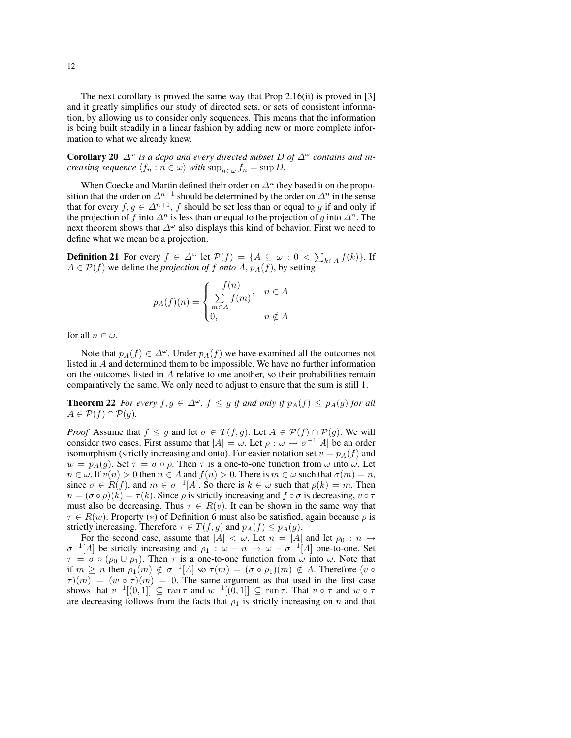The next corollary is proved the same way that Prop 2.16(ii) is proved in [3] and it greatly simplifies our study of directed sets, or sets of consistent information, by allowing us to consider only sequences. This means that the information is being built steadily in a linear fashion by adding new or more complete information to what we already knew.

**Corollary 20** *$\Delta^\omega$ is a dcpo and every directed subset $D$ of $\Delta^\omega$ contains and increasing sequence $\langle f_n : n \in \omega \rangle$ with $\sup_{n\in\omega} f_n = \sup D$.*

When Coecke and Martin defined their order on $\Delta^n$ they based it on the proposition that the order on $\Delta^{n+1}$ should be determined by the order on $\Delta^n$ in the sense that for every $f, g \in \Delta^{n+1}$, $f$ should be set less than or equal to $g$ if and only if the projection of $f$ into $\Delta^n$ is less than or equal to the projection of $g$ into $\Delta^n$. The next theorem shows that $\Delta^\omega$ also displays this kind of behavior. First we need to define what we mean be a projection.

**Definition 21** For every $f \in \Delta^\omega$ let $\mathcal{P}(f) = \{A \subseteq \omega : 0 < \sum_{k\in A} f(k)\}$. If $A \in \mathcal{P}(f)$ we define the *projection of $f$ onto $A$*, $p_A(f)$, by setting

$$p_A(f)(n) = \begin{cases} \dfrac{f(n)}{\sum\limits_{m\in A} f(m)}, & n \in A \\ 0, & n \notin A \end{cases}$$

for all $n \in \omega$.

Note that $p_A(f) \in \Delta^\omega$. Under $p_A(f)$ we have examined all the outcomes not listed in $A$ and determined them to be impossible. We have no further information on the outcomes listed in $A$ relative to one another, so their probabilities remain comparatively the same. We only need to adjust to ensure that the sum is still 1.

**Theorem 22** *For every $f, g \in \Delta^\omega$, $f \leq g$ if and only if $p_A(f) \leq p_A(g)$ for all $A \in \mathcal{P}(f) \cap \mathcal{P}(g)$.*

*Proof* Assume that $f \leq g$ and let $\sigma \in T(f, g)$. Let $A \in \mathcal{P}(f) \cap \mathcal{P}(g)$. We will consider two cases. First assume that $|A| = \omega$. Let $\rho : \omega \to \sigma^{-1}[A]$ be an order isomorphism (strictly increasing and onto). For easier notation set $v = p_A(f)$ and $w = p_A(g)$. Set $\tau = \sigma \circ \rho$. Then $\tau$ is a one-to-one function from $\omega$ into $\omega$. Let $n \in \omega$. If $v(n) > 0$ then $n \in A$ and $f(n) > 0$. There is $m \in \omega$ such that $\sigma(m) = n$, since $\sigma \in R(f)$, and $m \in \sigma^{-1}[A]$. So there is $k \in \omega$ such that $\rho(k) = m$. Then $n = (\sigma \circ \rho)(k) = \tau(k)$. Since $\rho$ is strictly increasing and $f \circ \sigma$ is decreasing, $v \circ \tau$ must also be decreasing. Thus $\tau \in R(v)$. It can be shown in the same way that $\tau \in R(w)$. Property $(*)$ of Definition 6 must also be satisfied, again because $\rho$ is strictly increasing. Therefore $\tau \in T(f, g)$ and $p_A(f) \leq p_A(g)$.

For the second case, assume that $|A| < \omega$. Let $n = |A|$ and let $\rho_0 : n \to \sigma^{-1}[A]$ be strictly increasing and $\rho_1 : \omega - n \to \omega - \sigma^{-1}[A]$ one-to-one. Set $\tau = \sigma \circ (\rho_0 \cup \rho_1)$. Then $\tau$ is a one-to-one function from $\omega$ into $\omega$. Note that if $m \geq n$ then $\rho_1(m) \notin \sigma^{-1}[A]$ so $\tau(m) = (\sigma \circ \rho_1)(m) \notin A$. Therefore $(v \circ \tau)(m) = (w \circ \tau)(m) = 0$. The same argument as that used in the first case shows that $v^{-1}[(0, 1]] \subseteq \operatorname{ran} \tau$ and $w^{-1}[(0, 1]] \subseteq \operatorname{ran} \tau$. That $v \circ \tau$ and $w \circ \tau$ are decreasing follows from the facts that $\rho_1$ is strictly increasing on $n$ and that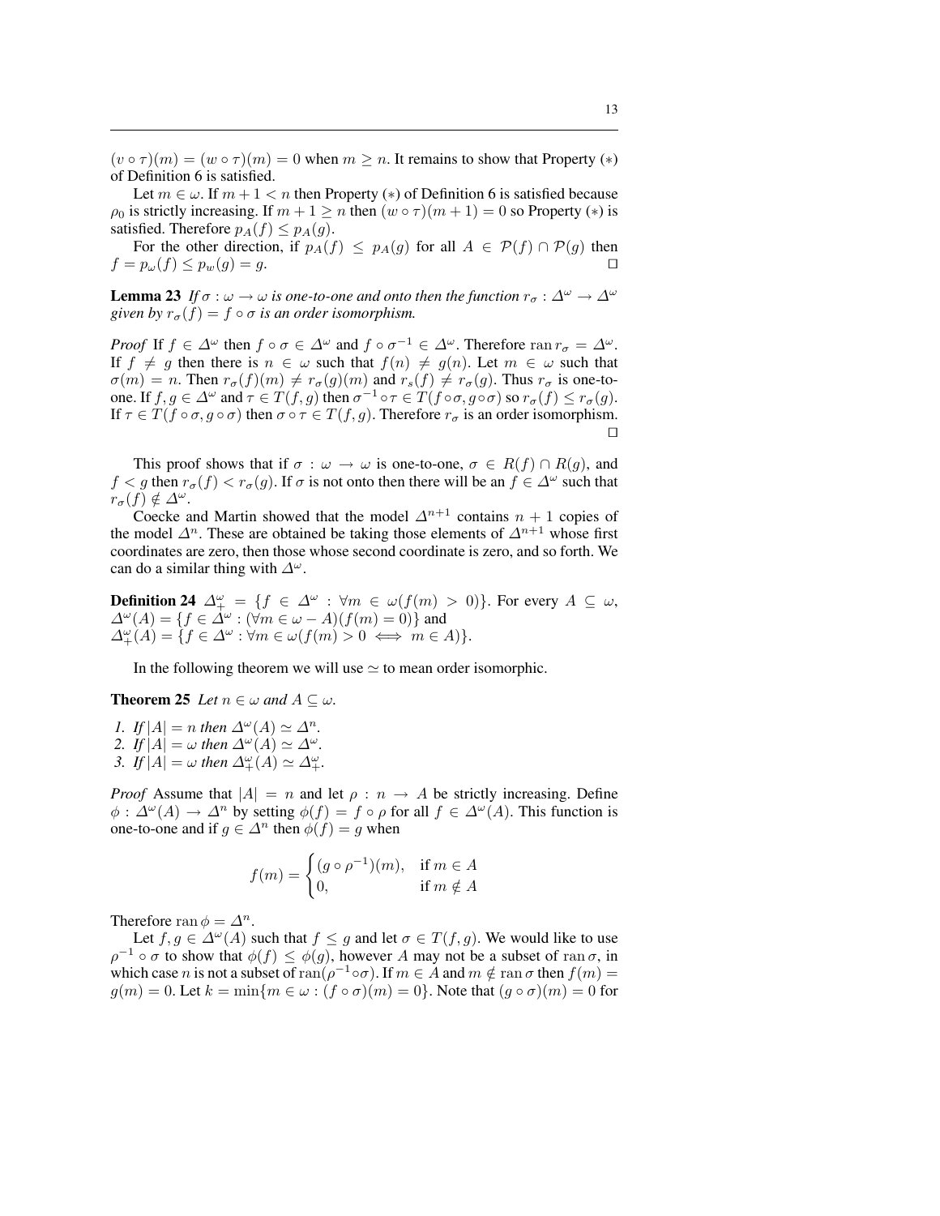$(v \circ \tau)(m) = (w \circ \tau)(m) = 0$ when $m \geq n$. It remains to show that Property $(*)$ of Definition 6 is satisfied.

Let $m \in \omega$. If $m+1 < n$ then Property $(*)$ of Definition 6 is satisfied because $\rho_0$ is strictly increasing. If $m+1 \geq n$ then $(w \circ \tau)(m+1) = 0$ so Property $(*)$ is satisfied. Therefore $p_A(f) \leq p_A(g)$.

For the other direction, if $p_A(f) \leq p_A(g)$ for all $A \in \mathcal{P}(f) \cap \mathcal{P}(g)$ then $f = p_\omega(f) \leq p_w(g) = g$. ☐

**Lemma 23** *If $\sigma : \omega \to \omega$ is one-to-one and onto then the function $r_\sigma : \Delta^\omega \to \Delta^\omega$ given by $r_\sigma(f) = f \circ \sigma$ is an order isomorphism.*

*Proof* If $f \in \Delta^\omega$ then $f \circ \sigma \in \Delta^\omega$ and $f \circ \sigma^{-1} \in \Delta^\omega$. Therefore $\operatorname{ran} r_\sigma = \Delta^\omega$. If $f \neq g$ then there is $n \in \omega$ such that $f(n) \neq g(n)$. Let $m \in \omega$ such that $\sigma(m) = n$. Then $r_\sigma(f)(m) \neq r_\sigma(g)(m)$ and $r_s(f) \neq r_\sigma(g)$. Thus $r_\sigma$ is one-to-one. If $f, g \in \Delta^\omega$ and $\tau \in T(f,g)$ then $\sigma^{-1} \circ \tau \in T(f \circ \sigma, g \circ \sigma)$ so $r_\sigma(f) \leq r_\sigma(g)$. If $\tau \in T(f \circ \sigma, g \circ \sigma)$ then $\sigma \circ \tau \in T(f,g)$. Therefore $r_\sigma$ is an order isomorphism. ☐

This proof shows that if $\sigma : \omega \to \omega$ is one-to-one, $\sigma \in R(f) \cap R(g)$, and $f < g$ then $r_\sigma(f) < r_\sigma(g)$. If $\sigma$ is not onto then there will be an $f \in \Delta^\omega$ such that $r_\sigma(f) \notin \Delta^\omega$.

Coecke and Martin showed that the model $\Delta^{n+1}$ contains $n+1$ copies of the model $\Delta^n$. These are obtained be taking those elements of $\Delta^{n+1}$ whose first coordinates are zero, then those whose second coordinate is zero, and so forth. We can do a similar thing with $\Delta^\omega$.

**Definition 24** $\Delta^\omega_+ = \{f \in \Delta^\omega : \forall m \in \omega(f(m) > 0)\}$. For every $A \subseteq \omega$, $\Delta^\omega(A) = \{f \in \Delta^\omega : (\forall m \in \omega - A)(f(m) = 0)\}$ and $\Delta^\omega_+(A) = \{f \in \Delta^\omega : \forall m \in \omega(f(m) > 0 \iff m \in A)\}$.

In the following theorem we will use $\simeq$ to mean order isomorphic.

**Theorem 25** *Let $n \in \omega$ and $A \subseteq \omega$.*

1. *If $|A| = n$ then $\Delta^\omega(A) \simeq \Delta^n$.*
2. *If $|A| = \omega$ then $\Delta^\omega(A) \simeq \Delta^\omega$.*
3. *If $|A| = \omega$ then $\Delta^\omega_+(A) \simeq \Delta^\omega_+$.*

*Proof* Assume that $|A| = n$ and let $\rho : n \to A$ be strictly increasing. Define $\phi : \Delta^\omega(A) \to \Delta^n$ by setting $\phi(f) = f \circ \rho$ for all $f \in \Delta^\omega(A)$. This function is one-to-one and if $g \in \Delta^n$ then $\phi(f) = g$ when

$$f(m) = \begin{cases} (g \circ \rho^{-1})(m), & \text{if } m \in A \\ 0, & \text{if } m \notin A \end{cases}$$

Therefore $\operatorname{ran} \phi = \Delta^n$.

Let $f, g \in \Delta^\omega(A)$ such that $f \leq g$ and let $\sigma \in T(f,g)$. We would like to use $\rho^{-1} \circ \sigma$ to show that $\phi(f) \leq \phi(g)$, however $A$ may not be a subset of $\operatorname{ran} \sigma$, in which case $n$ is not a subset of $\operatorname{ran}(\rho^{-1} \circ \sigma)$. If $m \in A$ and $m \notin \operatorname{ran} \sigma$ then $f(m) = g(m) = 0$. Let $k = \min\{m \in \omega : (f \circ \sigma)(m) = 0\}$. Note that $(g \circ \sigma)(m) = 0$ for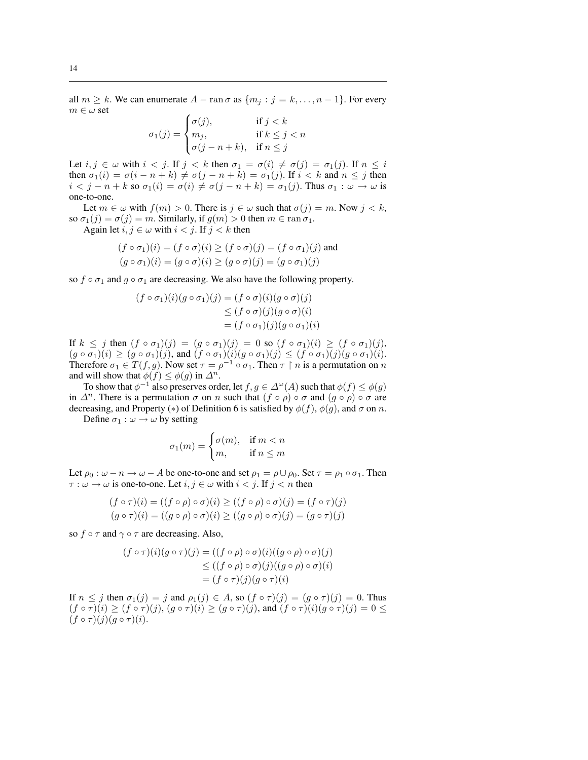all $m \geq k$. We can enumerate $A - \operatorname{ran} \sigma$ as $\{m_j : j = k, \ldots, n-1\}$. For every $m \in \omega$ set

$$\sigma_1(j) = \begin{cases} \sigma(j), & \text{if } j < k \\ m_j, & \text{if } k \leq j < n \\ \sigma(j - n + k), & \text{if } n \leq j \end{cases}$$

Let $i, j \in \omega$ with $i < j$. If $j < k$ then $\sigma_1 = \sigma(i) \neq \sigma(j) = \sigma_1(j)$. If $n \leq i$ then $\sigma_1(i) = \sigma(i - n + k) \neq \sigma(j - n + k) = \sigma_1(j)$. If $i < k$ and $n \leq j$ then $i < j - n + k$ so $\sigma_1(i) = \sigma(i) \neq \sigma(j - n + k) = \sigma_1(j)$. Thus $\sigma_1 : \omega \to \omega$ is one-to-one.

Let $m \in \omega$ with $f(m) > 0$. There is $j \in \omega$ such that $\sigma(j) = m$. Now $j < k$, so $\sigma_1(j) = \sigma(j) = m$. Similarly, if $g(m) > 0$ then $m \in \operatorname{ran} \sigma_1$.

Again let $i, j \in \omega$ with $i < j$. If $j < k$ then

$$(f \circ \sigma_1)(i) = (f \circ \sigma)(i) \geq (f \circ \sigma)(j) = (f \circ \sigma_1)(j) \text{ and}$$
$$(g \circ \sigma_1)(i) = (g \circ \sigma)(i) \geq (g \circ \sigma)(j) = (g \circ \sigma_1)(j)$$

so $f \circ \sigma_1$ and $g \circ \sigma_1$ are decreasing. We also have the following property.

$$\begin{aligned}(f \circ \sigma_1)(i)(g \circ \sigma_1)(j) &= (f \circ \sigma)(i)(g \circ \sigma)(j) \\ &\leq (f \circ \sigma)(j)(g \circ \sigma)(i) \\ &= (f \circ \sigma_1)(j)(g \circ \sigma_1)(i)\end{aligned}$$

If $k \leq j$ then $(f \circ \sigma_1)(j) = (g \circ \sigma_1)(j) = 0$ so $(f \circ \sigma_1)(i) \geq (f \circ \sigma_1)(j)$, $(g \circ \sigma_1)(i) \geq (g \circ \sigma_1)(j)$, and $(f \circ \sigma_1)(i)(g \circ \sigma_1)(j) \leq (f \circ \sigma_1)(j)(g \circ \sigma_1)(i)$. Therefore $\sigma_1 \in T(f, g)$. Now set $\tau = \rho^{-1} \circ \sigma_1$. Then $\tau \restriction n$ is a permutation on $n$ and will show that $\phi(f) \leq \phi(g)$ in $\Delta^n$.

To show that $\phi^{-1}$ also preserves order, let $f, g \in \Delta^\omega(A)$ such that $\phi(f) \leq \phi(g)$ in $\Delta^n$. There is a permutation $\sigma$ on $n$ such that $(f \circ \rho) \circ \sigma$ and $(g \circ \rho) \circ \sigma$ are decreasing, and Property $(*)$ of Definition 6 is satisfied by $\phi(f)$, $\phi(g)$, and $\sigma$ on $n$.

Define $\sigma_1 : \omega \to \omega$ by setting

$$\sigma_1(m) = \begin{cases} \sigma(m), & \text{if } m < n \\ m, & \text{if } n \leq m \end{cases}$$

Let $\rho_0 : \omega - n \to \omega - A$ be one-to-one and set $\rho_1 = \rho \cup \rho_0$. Set $\tau = \rho_1 \circ \sigma_1$. Then $\tau : \omega \to \omega$ is one-to-one. Let $i, j \in \omega$ with $i < j$. If $j < n$ then

$$(f \circ \tau)(i) = ((f \circ \rho) \circ \sigma)(i) \geq ((f \circ \rho) \circ \sigma)(j) = (f \circ \tau)(j)$$
$$(g \circ \tau)(i) = ((g \circ \rho) \circ \sigma)(i) \geq ((g \circ \rho) \circ \sigma)(j) = (g \circ \tau)(j)$$

so $f \circ \tau$ and $\gamma \circ \tau$ are decreasing. Also,

$$\begin{aligned}(f \circ \tau)(i)(g \circ \tau)(j) &= ((f \circ \rho) \circ \sigma)(i)((g \circ \rho) \circ \sigma)(j) \\ &\leq ((f \circ \rho) \circ \sigma)(j)((g \circ \rho) \circ \sigma)(i) \\ &= (f \circ \tau)(j)(g \circ \tau)(i)\end{aligned}$$

If $n \leq j$ then $\sigma_1(j) = j$ and $\rho_1(j) \in A$, so $(f \circ \tau)(j) = (g \circ \tau)(j) = 0$. Thus $(f \circ \tau)(i) \geq (f \circ \tau)(j)$, $(g \circ \tau)(i) \geq (g \circ \tau)(j)$, and $(f \circ \tau)(i)(g \circ \tau)(j) = 0 \leq (f \circ \tau)(j)(g \circ \tau)(i)$.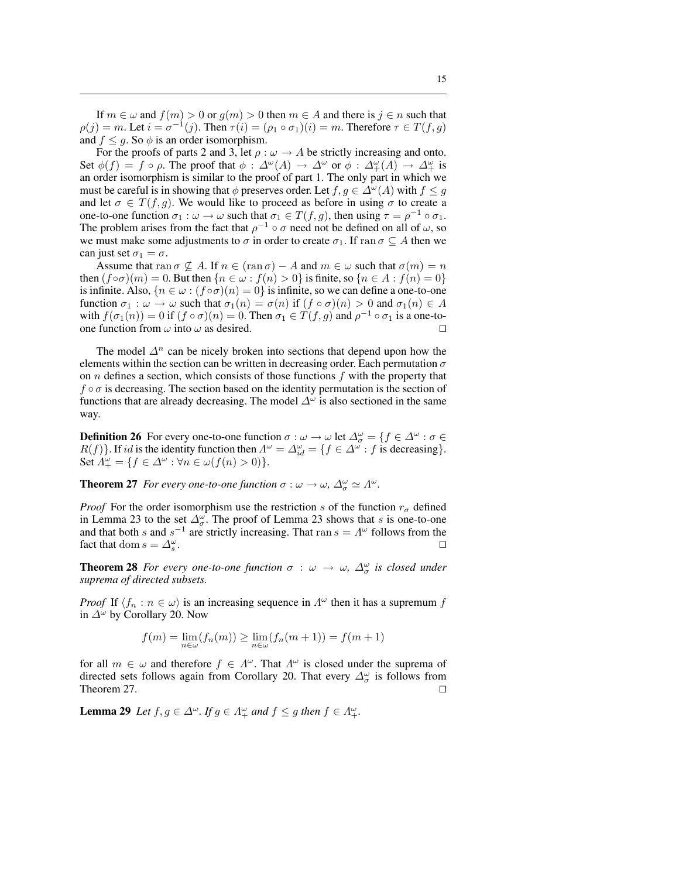If $m \in \omega$ and $f(m) > 0$ or $g(m) > 0$ then $m \in A$ and there is $j \in n$ such that $\rho(j) = m$. Let $i = \sigma^{-1}(j)$. Then $\tau(i) = (\rho_1 \circ \sigma_1)(i) = m$. Therefore $\tau \in T(f, g)$ and $f \leq g$. So $\phi$ is an order isomorphism.

For the proofs of parts 2 and 3, let $\rho : \omega \to A$ be strictly increasing and onto. Set $\phi(f) = f \circ \rho$. The proof that $\phi : \Delta^\omega(A) \to \Delta^\omega$ or $\phi : \Delta^\omega_+(A) \to \Delta^\omega_+$ is an order isomorphism is similar to the proof of part 1. The only part in which we must be careful is in showing that $\phi$ preserves order. Let $f, g \in \Delta^\omega(A)$ with $f \leq g$ and let $\sigma \in T(f, g)$. We would like to proceed as before in using $\sigma$ to create a one-to-one function $\sigma_1 : \omega \to \omega$ such that $\sigma_1 \in T(f, g)$, then using $\tau = \rho^{-1} \circ \sigma_1$. The problem arises from the fact that $\rho^{-1} \circ \sigma$ need not be defined on all of $\omega$, so we must make some adjustments to $\sigma$ in order to create $\sigma_1$. If $\operatorname{ran} \sigma \subseteq A$ then we can just set $\sigma_1 = \sigma$.

Assume that $\operatorname{ran} \sigma \not\subseteq A$. If $n \in (\operatorname{ran} \sigma) - A$ and $m \in \omega$ such that $\sigma(m) = n$ then $(f \circ \sigma)(m) = 0$. But then $\{n \in \omega : f(n) > 0\}$ is finite, so $\{n \in A : f(n) = 0\}$ is infinite. Also, $\{n \in \omega : (f \circ \sigma)(n) = 0\}$ is infinite, so we can define a one-to-one function $\sigma_1 : \omega \to \omega$ such that $\sigma_1(n) = \sigma(n)$ if $(f \circ \sigma)(n) > 0$ and $\sigma_1(n) \in A$ with $f(\sigma_1(n)) = 0$ if $(f \circ \sigma)(n) = 0$. Then $\sigma_1 \in T(f, g)$ and $\rho^{-1} \circ \sigma_1$ is a one-to-one function from $\omega$ into $\omega$ as desired. $\square$

The model $\Delta^n$ can be nicely broken into sections that depend upon how the elements within the section can be written in decreasing order. Each permutation $\sigma$ on $n$ defines a section, which consists of those functions $f$ with the property that $f \circ \sigma$ is decreasing. The section based on the identity permutation is the section of functions that are already decreasing. The model $\Delta^\omega$ is also sectioned in the same way.

**Definition 26** For every one-to-one function $\sigma : \omega \to \omega$ let $\Delta^\omega_\sigma = \{f \in \Delta^\omega : \sigma \in R(f)\}$. If $id$ is the identity function then $\Lambda^\omega = \Delta^\omega_{id} = \{f \in \Delta^\omega : f \text{ is decreasing}\}$. Set $\Lambda^\omega_+ = \{f \in \Delta^\omega : \forall n \in \omega(f(n) > 0)\}$.

**Theorem 27** *For every one-to-one function $\sigma : \omega \to \omega$, $\Delta^\omega_\sigma \simeq \Lambda^\omega$.*

*Proof* For the order isomorphism use the restriction $s$ of the function $r_\sigma$ defined in Lemma 23 to the set $\Delta^\omega_\sigma$. The proof of Lemma 23 shows that $s$ is one-to-one and that both $s$ and $s^{-1}$ are strictly increasing. That $\operatorname{ran} s = \Lambda^\omega$ follows from the fact that $\operatorname{dom} s = \Delta^\omega_s$. $\square$

**Theorem 28** *For every one-to-one function $\sigma : \omega \to \omega$, $\Delta^\omega_\sigma$ is closed under suprema of directed subsets.*

*Proof* If $\langle f_n : n \in \omega \rangle$ is an increasing sequence in $\Lambda^\omega$ then it has a supremum $f$ in $\Delta^\omega$ by Corollary 20. Now

$$f(m) = \lim_{n \in \omega}(f_n(m)) \geq \lim_{n \in \omega}(f_n(m + 1)) = f(m + 1)$$

for all $m \in \omega$ and therefore $f \in \Lambda^\omega$. That $\Lambda^\omega$ is closed under the suprema of directed sets follows again from Corollary 20. That every $\Delta^\omega_\sigma$ is follows from Theorem 27. $\square$

**Lemma 29** *Let $f, g \in \Delta^\omega$. If $g \in \Lambda^\omega_+$ and $f \leq g$ then $f \in \Lambda^\omega_+$.*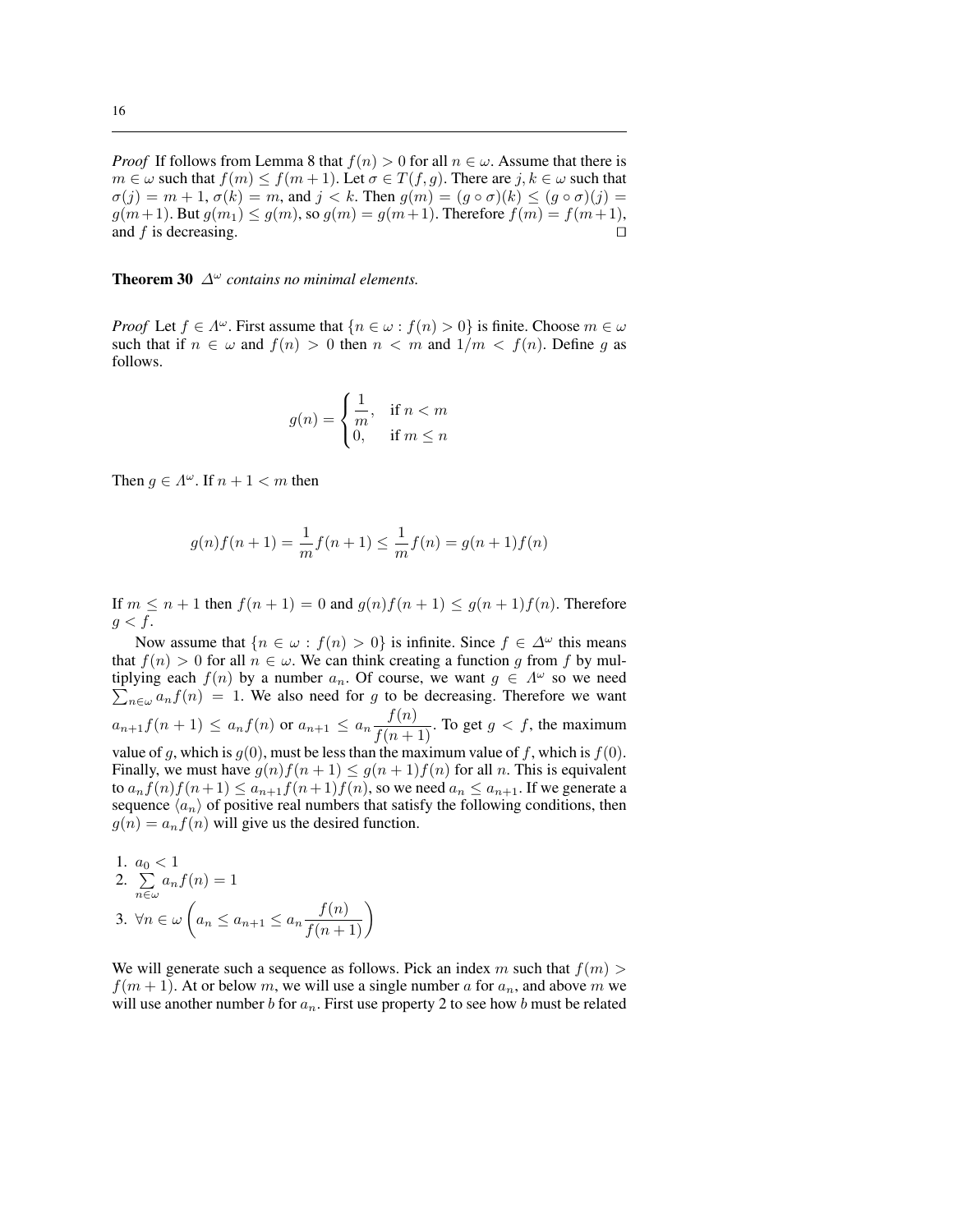*Proof* If follows from Lemma 8 that $f(n) > 0$ for all $n \in \omega$. Assume that there is $m \in \omega$ such that $f(m) \leq f(m+1)$. Let $\sigma \in T(f,g)$. There are $j, k \in \omega$ such that $\sigma(j) = m+1$, $\sigma(k) = m$, and $j < k$. Then $g(m) = (g \circ \sigma)(k) \leq (g \circ \sigma)(j) = g(m+1)$. But $g(m_1) \leq g(m)$, so $g(m) = g(m+1)$. Therefore $f(m) = f(m+1)$, and $f$ is decreasing. □

**Theorem 30** *$\Delta^\omega$ contains no minimal elements.*

*Proof* Let $f \in \Lambda^\omega$. First assume that $\{n \in \omega : f(n) > 0\}$ is finite. Choose $m \in \omega$ such that if $n \in \omega$ and $f(n) > 0$ then $n < m$ and $1/m < f(n)$. Define $g$ as follows.

$$g(n) = \begin{cases} \dfrac{1}{m}, & \text{if } n < m \\ 0, & \text{if } m \leq n \end{cases}$$

Then $g \in \Lambda^\omega$. If $n+1 < m$ then

$$g(n)f(n+1) = \frac{1}{m}f(n+1) \leq \frac{1}{m}f(n) = g(n+1)f(n)$$

If $m \leq n+1$ then $f(n+1) = 0$ and $g(n)f(n+1) \leq g(n+1)f(n)$. Therefore $g < f$.

Now assume that $\{n \in \omega : f(n) > 0\}$ is infinite. Since $f \in \Delta^\omega$ this means that $f(n) > 0$ for all $n \in \omega$. We can think creating a function $g$ from $f$ by multiplying each $f(n)$ by a number $a_n$. Of course, we want $g \in \Lambda^\omega$ so we need $\sum_{n\in\omega} a_n f(n) = 1$. We also need for $g$ to be decreasing. Therefore we want $a_{n+1}f(n+1) \leq a_n f(n)$ or $a_{n+1} \leq a_n \dfrac{f(n)}{f(n+1)}$. To get $g < f$, the maximum value of $g$, which is $g(0)$, must be less than the maximum value of $f$, which is $f(0)$. Finally, we must have $g(n)f(n+1) \leq g(n+1)f(n)$ for all $n$. This is equivalent to $a_n f(n) f(n+1) \leq a_{n+1} f(n+1) f(n)$, so we need $a_n \leq a_{n+1}$. If we generate a sequence $\langle a_n \rangle$ of positive real numbers that satisfy the following conditions, then $g(n) = a_n f(n)$ will give us the desired function.

1. $a_0 < 1$
2. $\sum\limits_{n\in\omega} a_n f(n) = 1$
3. $\forall n \in \omega \left( a_n \leq a_{n+1} \leq a_n \dfrac{f(n)}{f(n+1)} \right)$

We will generate such a sequence as follows. Pick an index $m$ such that $f(m) > f(m+1)$. At or below $m$, we will use a single number $a$ for $a_n$, and above $m$ we will use another number $b$ for $a_n$. First use property 2 to see how $b$ must be related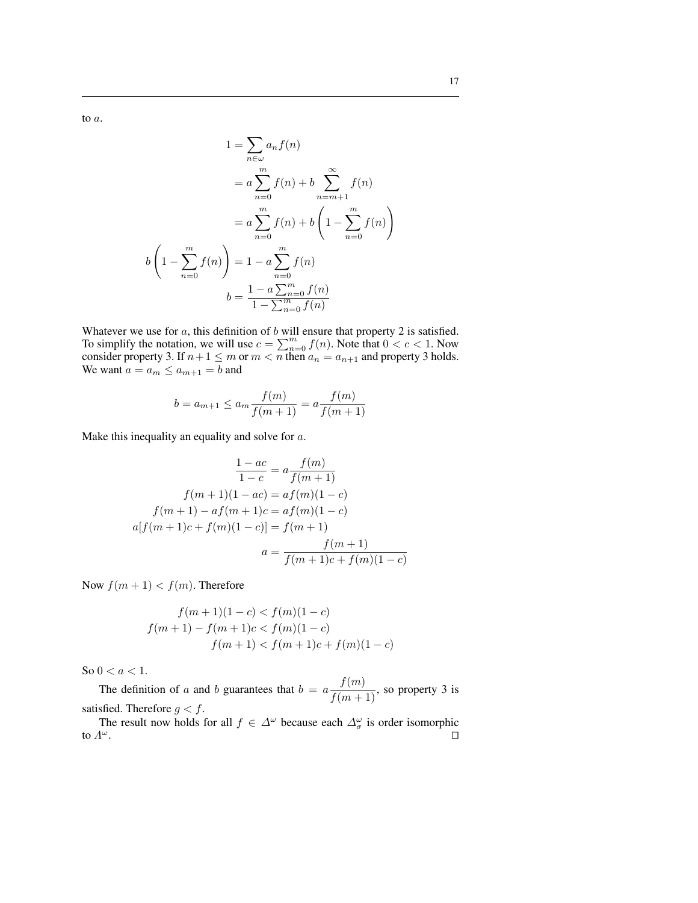to $a$.

$$
\begin{aligned}
1 &= \sum_{n\in\omega} a_n f(n) \\
&= a\sum_{n=0}^{m} f(n) + b\sum_{n=m+1}^{\infty} f(n) \\
&= a\sum_{n=0}^{m} f(n) + b\left(1-\sum_{n=0}^{m} f(n)\right) \\
b\left(1-\sum_{n=0}^{m} f(n)\right) &= 1 - a\sum_{n=0}^{m} f(n) \\
b &= \frac{1-a\sum_{n=0}^{m} f(n)}{1-\sum_{n=0}^{m} f(n)}
\end{aligned}
$$

Whatever we use for $a$, this definition of $b$ will ensure that property 2 is satisfied. To simplify the notation, we will use $c = \sum_{n=0}^{m} f(n)$. Note that $0 < c < 1$. Now consider property 3. If $n+1 \leq m$ or $m < n$ then $a_n = a_{n+1}$ and property 3 holds. We want $a = a_m \leq a_{m+1} = b$ and

$$
b = a_{m+1} \leq a_m \frac{f(m)}{f(m+1)} = a\frac{f(m)}{f(m+1)}
$$

Make this inequality an equality and solve for $a$.

$$
\begin{aligned}
\frac{1-ac}{1-c} &= a\frac{f(m)}{f(m+1)} \\
f(m+1)(1-ac) &= af(m)(1-c) \\
f(m+1) - af(m+1)c &= af(m)(1-c) \\
a[f(m+1)c + f(m)(1-c)] &= f(m+1) \\
a &= \frac{f(m+1)}{f(m+1)c + f(m)(1-c)}
\end{aligned}
$$

Now $f(m+1) < f(m)$. Therefore

$$
\begin{aligned}
f(m+1)(1-c) &< f(m)(1-c) \\
f(m+1) - f(m+1)c &< f(m)(1-c) \\
f(m+1) &< f(m+1)c + f(m)(1-c)
\end{aligned}
$$

So $0 < a < 1$.

The definition of $a$ and $b$ guarantees that $b = a\dfrac{f(m)}{f(m+1)}$, so property 3 is satisfied. Therefore $g < f$.

The result now holds for all $f \in \Delta^\omega$ because each $\Delta^\omega_\sigma$ is order isomorphic to $\Lambda^\omega$. □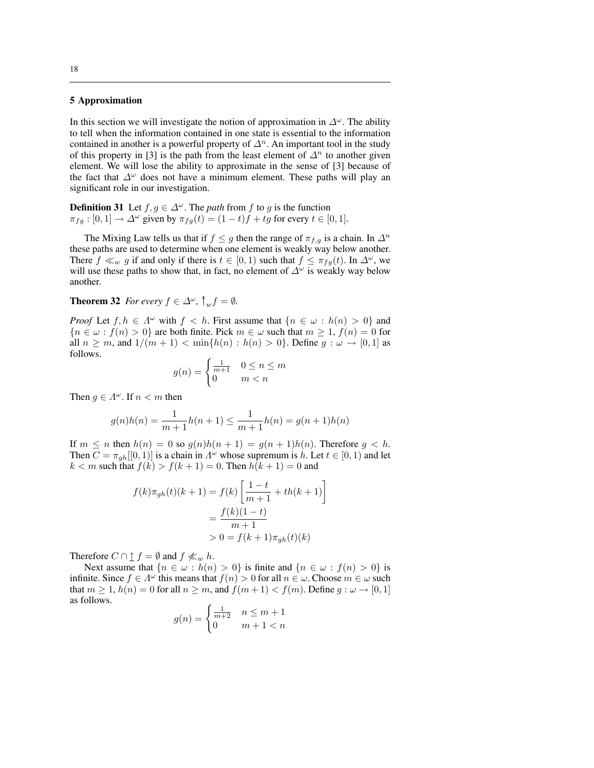## 5 Approximation

In this section we will investigate the notion of approximation in $\Delta^\omega$. The ability to tell when the information contained in one state is essential to the information contained in another is a powerful property of $\Delta^n$. An important tool in the study of this property in [3] is the path from the least element of $\Delta^n$ to another given element. We will lose the ability to approximate in the sense of [3] because of the fact that $\Delta^\omega$ does not have a minimum element. These paths will play an significant role in our investigation.

**Definition 31** Let $f, g \in \Delta^\omega$. The *path* from $f$ to $g$ is the function $\pi_{fg} : [0,1] \to \Delta^\omega$ given by $\pi_{fg}(t) = (1-t)f + tg$ for every $t \in [0,1]$.

The Mixing Law tells us that if $f \le g$ then the range of $\pi_{f,g}$ is a chain. In $\Delta^n$ these paths are used to determine when one element is weakly way below another. There $f \ll_w g$ if and only if there is $t \in [0,1)$ such that $f \le \pi_{fg}(t)$. In $\Delta^\omega$, we will use these paths to show that, in fact, no element of $\Delta^\omega$ is weakly way below another.

**Theorem 32** *For every* $f \in \Delta^\omega$, $\Uparrow_w f = \emptyset$.

*Proof* Let $f, h \in \Lambda^\omega$ with $f < h$. First assume that $\{n \in \omega : h(n) > 0\}$ and $\{n \in \omega : f(n) > 0\}$ are both finite. Pick $m \in \omega$ such that $m \ge 1$, $f(n) = 0$ for all $n \ge m$, and $1/(m+1) < \min\{h(n) : h(n) > 0\}$. Define $g : \omega \to [0,1]$ as follows.

$$g(n) = \begin{cases} \frac{1}{m+1} & 0 \le n \le m \\ 0 & m < n \end{cases}$$

Then $g \in \Lambda^\omega$. If $n < m$ then

$$g(n)h(n) = \frac{1}{m+1}h(n+1) \le \frac{1}{m+1}h(n) = g(n+1)h(n)$$

If $m \le n$ then $h(n) = 0$ so $g(n)h(n+1) = g(n+1)h(n)$. Therefore $g < h$. Then $C = \pi_{gh}[[0,1)]$ is a chain in $\Lambda^\omega$ whose supremum is $h$. Let $t \in [0,1)$ and let $k < m$ such that $f(k) > f(k+1) = 0$. Then $h(k+1) = 0$ and

$$\begin{aligned} f(k)\pi_{gh}(t)(k+1) &= f(k)\left[\frac{1-t}{m+1} + th(k+1)\right] \\ &= \frac{f(k)(1-t)}{m+1} \\ &> 0 = f(k+1)\pi_{gh}(t)(k) \end{aligned}$$

Therefore $C \cap \uparrow f = \emptyset$ and $f \not\ll_w h$.

Next assume that $\{n \in \omega : h(n) > 0\}$ is finite and $\{n \in \omega : f(n) > 0\}$ is infinite. Since $f \in \Lambda^\omega$ this means that $f(n) > 0$ for all $n \in \omega$. Choose $m \in \omega$ such that $m \ge 1$, $h(n) = 0$ for all $n \ge m$, and $f(m+1) < f(m)$. Define $g : \omega \to [0,1]$ as follows.

$$g(n) = \begin{cases} \frac{1}{m+2} & n \le m+1 \\ 0 & m+1 < n \end{cases}$$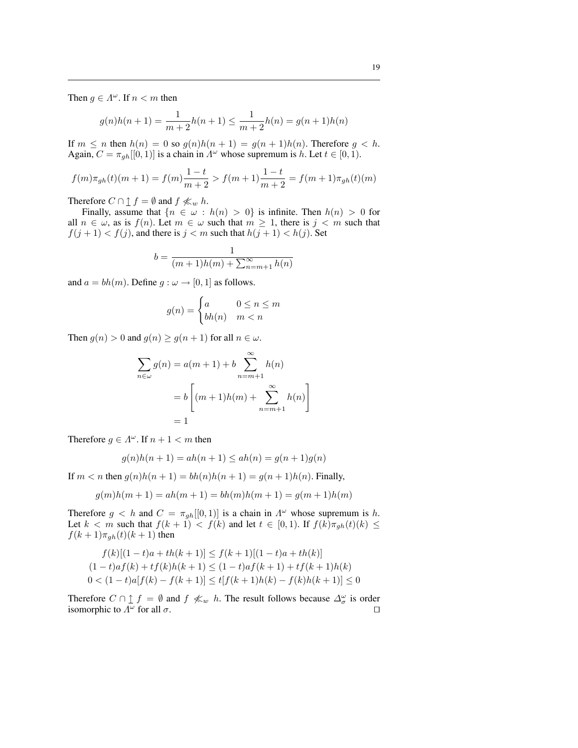Then $g \in \Lambda^\omega$. If $n < m$ then

$$g(n)h(n+1) = \frac{1}{m+2}h(n+1) \leq \frac{1}{m+2}h(n) = g(n+1)h(n)$$

If $m \leq n$ then $h(n) = 0$ so $g(n)h(n+1) = g(n+1)h(n)$. Therefore $g < h$. Again, $C = \pi_{gh}[[0,1)]$ is a chain in $\Lambda^\omega$ whose supremum is $h$. Let $t \in [0,1)$.

$$f(m)\pi_{gh}(t)(m+1) = f(m)\frac{1-t}{m+2} > f(m+1)\frac{1-t}{m+2} = f(m+1)\pi_{gh}(t)(m)$$

Therefore $C \cap \uparrow f = \emptyset$ and $f \not\ll_w h$.

Finally, assume that $\{n \in \omega : h(n) > 0\}$ is infinite. Then $h(n) > 0$ for all $n \in \omega$, as is $f(n)$. Let $m \in \omega$ such that $m \geq 1$, there is $j < m$ such that $f(j+1) < f(j)$, and there is $j < m$ such that $h(j+1) < h(j)$. Set

$$b = \frac{1}{(m+1)h(m) + \sum_{n=m+1}^{\infty} h(n)}$$

and $a = bh(m)$. Define $g : \omega \to [0,1]$ as follows.

$$g(n) = \begin{cases} a & 0 \leq n \leq m \\ bh(n) & m < n \end{cases}$$

Then $g(n) > 0$ and $g(n) \geq g(n+1)$ for all $n \in \omega$.

$$\begin{aligned} \sum_{n \in \omega} g(n) &= a(m+1) + b \sum_{n=m+1}^{\infty} h(n) \\ &= b\left[(m+1)h(m) + \sum_{n=m+1}^{\infty} h(n)\right] \\ &= 1 \end{aligned}$$

Therefore $g \in \Lambda^\omega$. If $n + 1 < m$ then

$$g(n)h(n+1) = ah(n+1) \leq ah(n) = g(n+1)g(n)$$

If $m < n$ then $g(n)h(n+1) = bh(n)h(n+1) = g(n+1)h(n)$. Finally,

$$g(m)h(m+1) = ah(m+1) = bh(m)h(m+1) = g(m+1)h(m)$$

Therefore $g < h$ and $C = \pi_{gh}[[0,1)]$ is a chain in $\Lambda^\omega$ whose supremum is $h$. Let $k < m$ such that $f(k+1) < f(k)$ and let $t \in [0,1)$. If $f(k)\pi_{gh}(t)(k) \leq f(k+1)\pi_{gh}(t)(k+1)$ then

$$\begin{aligned} f(k)[(1-t)a + th(k+1)] &\leq f(k+1)[(1-t)a + th(k)] \\ (1-t)af(k) + tf(k)h(k+1) &\leq (1-t)af(k+1) + tf(k+1)h(k) \\ 0 < (1-t)a[f(k) - f(k+1)] &\leq t[f(k+1)h(k) - f(k)h(k+1)] \leq 0 \end{aligned}$$

Therefore $C \cap \uparrow f = \emptyset$ and $f \not\ll_w h$. The result follows because $\Delta^\omega_\sigma$ is order isomorphic to $\Lambda^\omega$ for all $\sigma$. $\square$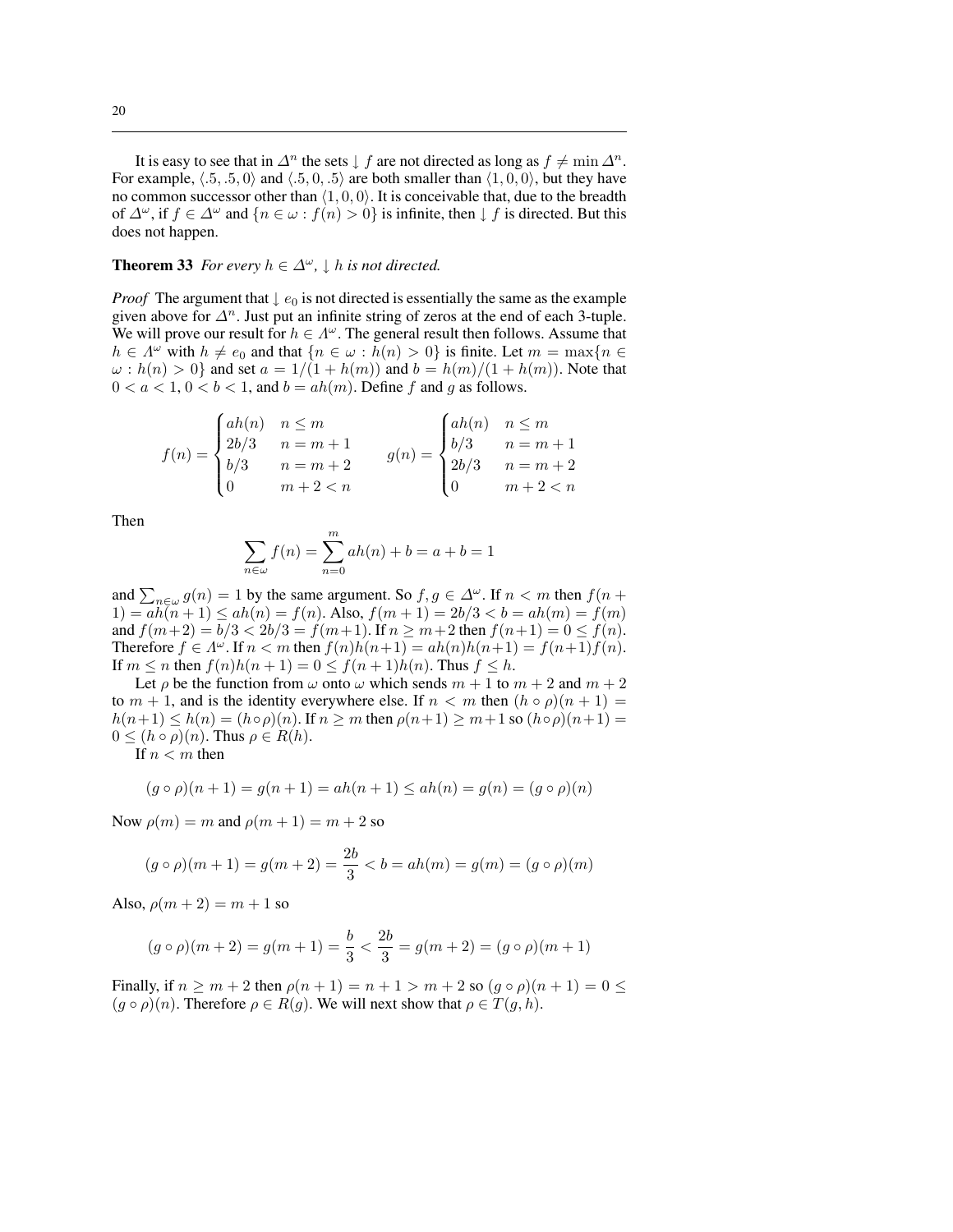It is easy to see that in $\Delta^n$ the sets $\downarrow f$ are not directed as long as $f \neq \min \Delta^n$. For example, $\langle .5, .5, 0\rangle$ and $\langle .5, 0, .5\rangle$ are both smaller than $\langle 1, 0, 0\rangle$, but they have no common successor other than $\langle 1, 0, 0\rangle$. It is conceivable that, due to the breadth of $\Delta^\omega$, if $f \in \Delta^\omega$ and $\{n \in \omega : f(n) > 0\}$ is infinite, then $\downarrow f$ is directed. But this does not happen.

**Theorem 33** *For every $h \in \Delta^\omega$, $\downarrow h$ is not directed.*

*Proof* The argument that $\downarrow e_0$ is not directed is essentially the same as the example given above for $\Delta^n$. Just put an infinite string of zeros at the end of each 3-tuple. We will prove our result for $h \in \Lambda^\omega$. The general result then follows. Assume that $h \in \Lambda^\omega$ with $h \neq e_0$ and that $\{n \in \omega : h(n) > 0\}$ is finite. Let $m = \max\{n \in \omega : h(n) > 0\}$ and set $a = 1/(1 + h(m))$ and $b = h(m)/(1 + h(m))$. Note that $0 < a < 1$, $0 < b < 1$, and $b = ah(m)$. Define $f$ and $g$ as follows.

$$f(n) = \begin{cases} ah(n) & n \leq m \\ 2b/3 & n = m+1 \\ b/3 & n = m+2 \\ 0 & m+2 < n \end{cases} \qquad g(n) = \begin{cases} ah(n) & n \leq m \\ b/3 & n = m+1 \\ 2b/3 & n = m+2 \\ 0 & m+2 < n \end{cases}$$

Then

$$\sum_{n \in \omega} f(n) = \sum_{n=0}^{m} ah(n) + b = a + b = 1$$

and $\sum_{n\in\omega} g(n) = 1$ by the same argument. So $f, g \in \Delta^\omega$. If $n < m$ then $f(n+1) = ah(n+1) \leq ah(n) = f(n)$. Also, $f(m+1) = 2b/3 < b = ah(m) = f(m)$ and $f(m+2) = b/3 < 2b/3 = f(m+1)$. If $n \geq m+2$ then $f(n+1) = 0 \leq f(n)$. Therefore $f \in \Lambda^\omega$. If $n < m$ then $f(n)h(n+1) = ah(n)h(n+1) = f(n+1)f(n)$. If $m \leq n$ then $f(n)h(n+1) = 0 \leq f(n+1)h(n)$. Thus $f \leq h$.

Let $\rho$ be the function from $\omega$ onto $\omega$ which sends $m+1$ to $m+2$ and $m+2$ to $m+1$, and is the identity everywhere else. If $n < m$ then $(h \circ \rho)(n+1) = h(n+1) \leq h(n) = (h\circ\rho)(n)$. If $n \geq m$ then $\rho(n+1) \geq m+1$ so $(h\circ\rho)(n+1) = 0 \leq (h \circ \rho)(n)$. Thus $\rho \in R(h)$.

If $n < m$ then

$$(g \circ \rho)(n+1) = g(n+1) = ah(n+1) \leq ah(n) = g(n) = (g \circ \rho)(n)$$

Now $\rho(m) = m$ and $\rho(m+1) = m+2$ so

$$(g \circ \rho)(m+1) = g(m+2) = \frac{2b}{3} < b = ah(m) = g(m) = (g \circ \rho)(m)$$

Also, $\rho(m+2) = m+1$ so

$$(g \circ \rho)(m+2) = g(m+1) = \frac{b}{3} < \frac{2b}{3} = g(m+2) = (g \circ \rho)(m+1)$$

Finally, if $n \geq m+2$ then $\rho(n+1) = n+1 > m+2$ so $(g \circ \rho)(n+1) = 0 \leq (g \circ \rho)(n)$. Therefore $\rho \in R(g)$. We will next show that $\rho \in T(g, h)$.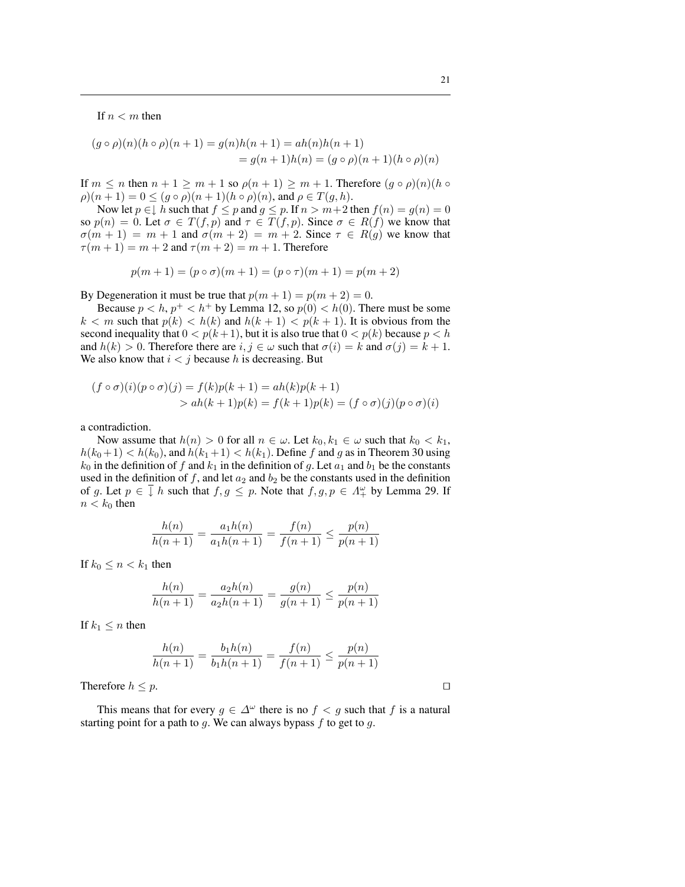If $n < m$ then

$$(g \circ \rho)(n)(h \circ \rho)(n+1) = g(n)h(n+1) = ah(n)h(n+1)$$
$$= g(n+1)h(n) = (g \circ \rho)(n+1)(h \circ \rho)(n)$$

If $m \leq n$ then $n+1 \geq m+1$ so $\rho(n+1) \geq m+1$. Therefore $(g \circ \rho)(n)(h \circ \rho)(n+1) = 0 \leq (g \circ \rho)(n+1)(h \circ \rho)(n)$, and $\rho \in T(g,h)$.

Now let $p \in \downarrow h$ such that $f \leq p$ and $g \leq p$. If $n > m+2$ then $f(n) = g(n) = 0$ so $p(n) = 0$. Let $\sigma \in T(f,p)$ and $\tau \in T(f,p)$. Since $\sigma \in R(f)$ we know that $\sigma(m+1) = m+1$ and $\sigma(m+2) = m+2$. Since $\tau \in R(g)$ we know that $\tau(m+1) = m+2$ and $\tau(m+2) = m+1$. Therefore

$$p(m+1) = (p \circ \sigma)(m+1) = (p \circ \tau)(m+1) = p(m+2)$$

By Degeneration it must be true that $p(m+1) = p(m+2) = 0$.

Because $p < h$, $p^+ < h^+$ by Lemma 12, so $p(0) < h(0)$. There must be some $k < m$ such that $p(k) < h(k)$ and $h(k+1) < p(k+1)$. It is obvious from the second inequality that $0 < p(k+1)$, but it is also true that $0 < p(k)$ because $p < h$ and $h(k) > 0$. Therefore there are $i, j \in \omega$ such that $\sigma(i) = k$ and $\sigma(j) = k+1$. We also know that $i < j$ because $h$ is decreasing. But

$$(f \circ \sigma)(i)(p \circ \sigma)(j) = f(k)p(k+1) = ah(k)p(k+1)$$
$$> ah(k+1)p(k) = f(k+1)p(k) = (f \circ \sigma)(j)(p \circ \sigma)(i)$$

a contradiction.

Now assume that $h(n) > 0$ for all $n \in \omega$. Let $k_0, k_1 \in \omega$ such that $k_0 < k_1$, $h(k_0+1) < h(k_0)$, and $h(k_1+1) < h(k_1)$. Define $f$ and $g$ as in Theorem 30 using $k_0$ in the definition of $f$ and $k_1$ in the definition of $g$. Let $a_1$ and $b_1$ be the constants used in the definition of $f$, and let $a_2$ and $b_2$ be the constants used in the definition of $g$. Let $p \in \overline{\downarrow} h$ such that $f, g \leq p$. Note that $f, g, p \in \Lambda^\omega_+$ by Lemma 29. If $n < k_0$ then

$$\frac{h(n)}{h(n+1)} = \frac{a_1 h(n)}{a_1 h(n+1)} = \frac{f(n)}{f(n+1)} \leq \frac{p(n)}{p(n+1)}$$

If $k_0 \leq n < k_1$ then

$$\frac{h(n)}{h(n+1)} = \frac{a_2 h(n)}{a_2 h(n+1)} = \frac{g(n)}{g(n+1)} \leq \frac{p(n)}{p(n+1)}$$

If $k_1 \leq n$ then

$$\frac{h(n)}{h(n+1)} = \frac{b_1 h(n)}{b_1 h(n+1)} = \frac{f(n)}{f(n+1)} \leq \frac{p(n)}{p(n+1)}$$

Therefore $h \leq p$. $\square$

This means that for every $g \in \Delta^\omega$ there is no $f < g$ such that $f$ is a natural starting point for a path to $g$. We can always bypass $f$ to get to $g$.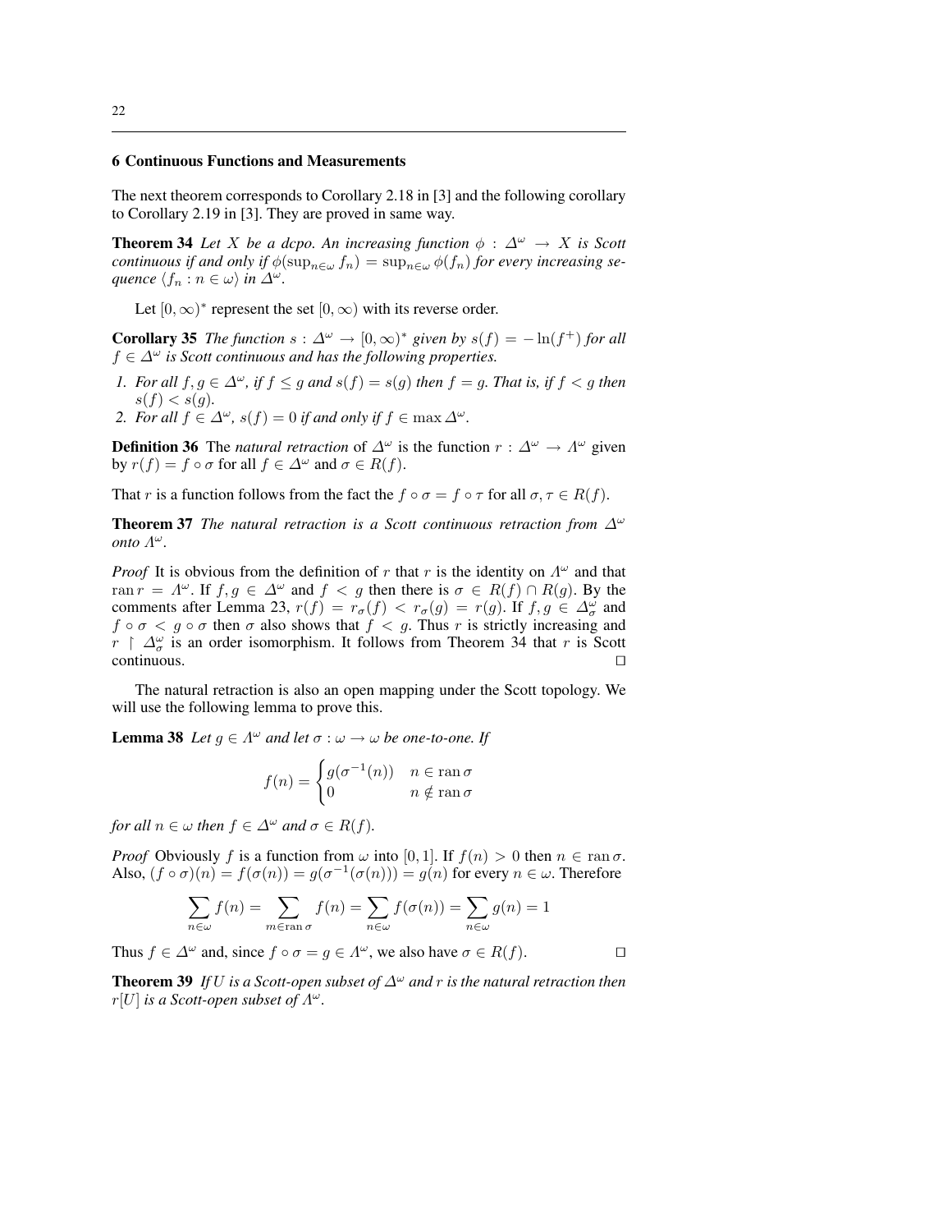## 6 Continuous Functions and Measurements

The next theorem corresponds to Corollary 2.18 in [3] and the following corollary to Corollary 2.19 in [3]. They are proved in same way.

**Theorem 34** *Let $X$ be a dcpo. An increasing function $\phi : \Delta^\omega \to X$ is Scott continuous if and only if $\phi(\sup_{n\in\omega} f_n) = \sup_{n\in\omega} \phi(f_n)$ for every increasing sequence $\langle f_n : n \in \omega\rangle$ in $\Delta^\omega$.*

Let $[0,\infty)^*$ represent the set $[0,\infty)$ with its reverse order.

**Corollary 35** *The function $s : \Delta^\omega \to [0,\infty)^*$ given by $s(f) = -\ln(f^+)$ for all $f \in \Delta^\omega$ is Scott continuous and has the following properties.*

1. *For all $f, g \in \Delta^\omega$, if $f \le g$ and $s(f) = s(g)$ then $f = g$. That is, if $f < g$ then $s(f) < s(g)$.*
2. *For all $f \in \Delta^\omega$, $s(f) = 0$ if and only if $f \in \max \Delta^\omega$.*

**Definition 36** The *natural retraction* of $\Delta^\omega$ is the function $r : \Delta^\omega \to \Lambda^\omega$ given by $r(f) = f \circ \sigma$ for all $f \in \Delta^\omega$ and $\sigma \in R(f)$.

That $r$ is a function follows from the fact the $f \circ \sigma = f \circ \tau$ for all $\sigma, \tau \in R(f)$.

**Theorem 37** *The natural retraction is a Scott continuous retraction from $\Delta^\omega$ onto $\Lambda^\omega$.*

*Proof* It is obvious from the definition of $r$ that $r$ is the identity on $\Lambda^\omega$ and that $\operatorname{ran} r = \Lambda^\omega$. If $f, g \in \Delta^\omega$ and $f < g$ then there is $\sigma \in R(f) \cap R(g)$. By the comments after Lemma 23, $r(f) = r_\sigma(f) < r_\sigma(g) = r(g)$. If $f, g \in \Delta^\omega_\sigma$ and $f \circ \sigma < g \circ \sigma$ then $\sigma$ also shows that $f < g$. Thus $r$ is strictly increasing and $r \upharpoonright \Delta^\omega_\sigma$ is an order isomorphism. It follows from Theorem 34 that $r$ is Scott continuous. ☐

The natural retraction is also an open mapping under the Scott topology. We will use the following lemma to prove this.

**Lemma 38** *Let $g \in \Lambda^\omega$ and let $\sigma : \omega \to \omega$ be one-to-one. If*

$$f(n) = \begin{cases} g(\sigma^{-1}(n)) & n \in \operatorname{ran} \sigma \\ 0 & n \notin \operatorname{ran} \sigma \end{cases}$$

*for all $n \in \omega$ then $f \in \Delta^\omega$ and $\sigma \in R(f)$.*

*Proof* Obviously $f$ is a function from $\omega$ into $[0,1]$. If $f(n) > 0$ then $n \in \operatorname{ran} \sigma$. Also, $(f \circ \sigma)(n) = f(\sigma(n)) = g(\sigma^{-1}(\sigma(n))) = g(n)$ for every $n \in \omega$. Therefore

$$\sum_{n\in\omega} f(n) = \sum_{m\in\operatorname{ran}\sigma} f(n) = \sum_{n\in\omega} f(\sigma(n)) = \sum_{n\in\omega} g(n) = 1$$

Thus $f \in \Delta^\omega$ and, since $f \circ \sigma = g \in \Lambda^\omega$, we also have $\sigma \in R(f)$. ☐

**Theorem 39** *If $U$ is a Scott-open subset of $\Delta^\omega$ and $r$ is the natural retraction then $r[U]$ is a Scott-open subset of $\Lambda^\omega$.*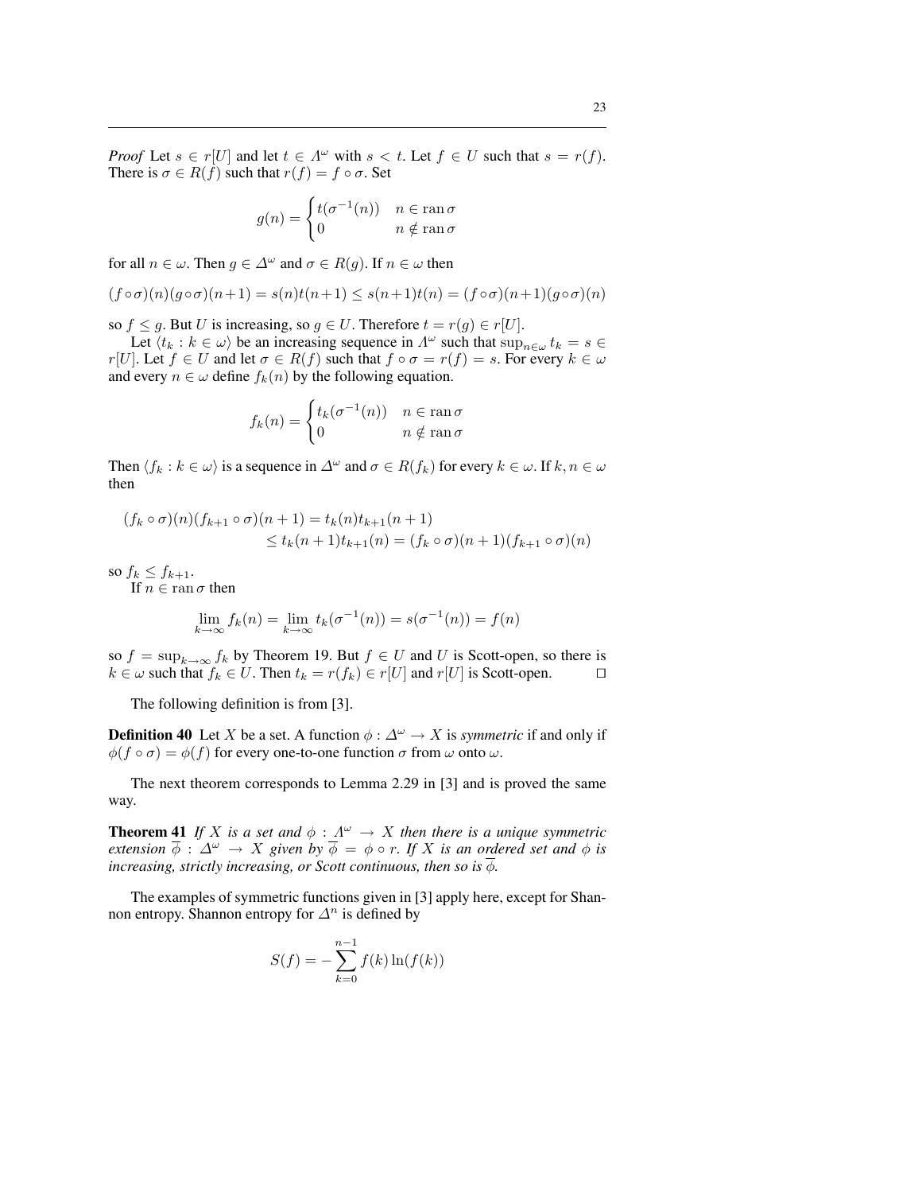*Proof* Let $s \in r[U]$ and let $t \in \Lambda^\omega$ with $s < t$. Let $f \in U$ such that $s = r(f)$. There is $\sigma \in R(f)$ such that $r(f) = f \circ \sigma$. Set

$$g(n) = \begin{cases} t(\sigma^{-1}(n)) & n \in \operatorname{ran} \sigma \\ 0 & n \notin \operatorname{ran} \sigma \end{cases}$$

for all $n \in \omega$. Then $g \in \Delta^\omega$ and $\sigma \in R(g)$. If $n \in \omega$ then

$$(f \circ \sigma)(n)(g \circ \sigma)(n+1) = s(n)t(n+1) \leq s(n+1)t(n) = (f \circ \sigma)(n+1)(g \circ \sigma)(n)$$

so $f \leq g$. But $U$ is increasing, so $g \in U$. Therefore $t = r(g) \in r[U]$.

Let $\langle t_k : k \in \omega \rangle$ be an increasing sequence in $\Lambda^\omega$ such that $\sup_{n \in \omega} t_k = s \in r[U]$. Let $f \in U$ and let $\sigma \in R(f)$ such that $f \circ \sigma = r(f) = s$. For every $k \in \omega$ and every $n \in \omega$ define $f_k(n)$ by the following equation.

$$f_k(n) = \begin{cases} t_k(\sigma^{-1}(n)) & n \in \operatorname{ran} \sigma \\ 0 & n \notin \operatorname{ran} \sigma \end{cases}$$

Then $\langle f_k : k \in \omega \rangle$ is a sequence in $\Delta^\omega$ and $\sigma \in R(f_k)$ for every $k \in \omega$. If $k, n \in \omega$ then

$$\begin{aligned} (f_k \circ \sigma)(n)(f_{k+1} \circ \sigma)(n+1) &= t_k(n)t_{k+1}(n+1) \\ &\leq t_k(n+1)t_{k+1}(n) = (f_k \circ \sigma)(n+1)(f_{k+1} \circ \sigma)(n) \end{aligned}$$

so $f_k \leq f_{k+1}$.

If $n \in \operatorname{ran} \sigma$ then

$$\lim_{k \to \infty} f_k(n) = \lim_{k \to \infty} t_k(\sigma^{-1}(n)) = s(\sigma^{-1}(n)) = f(n)$$

so $f = \sup_{k \to \infty} f_k$ by Theorem 19. But $f \in U$ and $U$ is Scott-open, so there is $k \in \omega$ such that $f_k \in U$. Then $t_k = r(f_k) \in r[U]$ and $r[U]$ is Scott-open. $\square$

The following definition is from [3].

**Definition 40** Let $X$ be a set. A function $\phi : \Delta^\omega \to X$ is *symmetric* if and only if $\phi(f \circ \sigma) = \phi(f)$ for every one-to-one function $\sigma$ from $\omega$ onto $\omega$.

The next theorem corresponds to Lemma 2.29 in [3] and is proved the same way.

**Theorem 41** *If $X$ is a set and $\phi : \Lambda^\omega \to X$ then there is a unique symmetric extension $\overline{\phi} : \Delta^\omega \to X$ given by $\overline{\phi} = \phi \circ r$. If $X$ is an ordered set and $\phi$ is increasing, strictly increasing, or Scott continuous, then so is $\overline{\phi}$.*

The examples of symmetric functions given in [3] apply here, except for Shannon entropy. Shannon entropy for $\Delta^n$ is defined by

$$S(f) = -\sum_{k=0}^{n-1} f(k) \ln(f(k))$$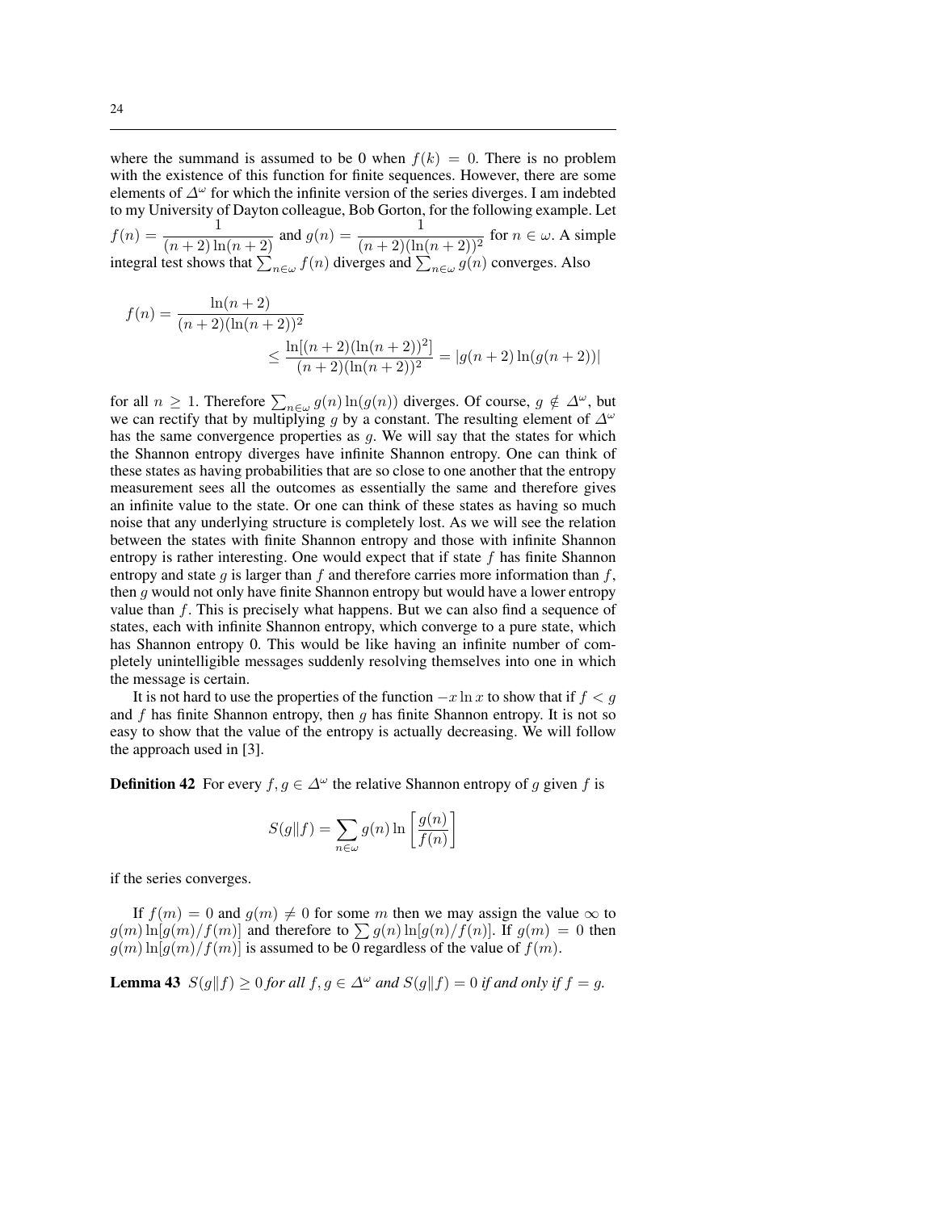where the summand is assumed to be 0 when $f(k) = 0$. There is no problem with the existence of this function for finite sequences. However, there are some elements of $\Delta^\omega$ for which the infinite version of the series diverges. I am indebted to my University of Dayton colleague, Bob Gorton, for the following example. Let $f(n) = \dfrac{1}{(n+2)\ln(n+2)}$ and $g(n) = \dfrac{1}{(n+2)(\ln(n+2))^2}$ for $n \in \omega$. A simple integral test shows that $\sum_{n\in\omega} f(n)$ diverges and $\sum_{n\in\omega} g(n)$ converges. Also

$$
\begin{aligned}
f(n) = \frac{\ln(n+2)}{(n+2)(\ln(n+2))^2} & \\
& \leq \frac{\ln[(n+2)(\ln(n+2))^2]}{(n+2)(\ln(n+2))^2} = |g(n+2)\ln(g(n+2))|
\end{aligned}
$$

for all $n \geq 1$. Therefore $\sum_{n\in\omega} g(n)\ln(g(n))$ diverges. Of course, $g \notin \Delta^\omega$, but we can rectify that by multiplying $g$ by a constant. The resulting element of $\Delta^\omega$ has the same convergence properties as $g$. We will say that the states for which the Shannon entropy diverges have infinite Shannon entropy. One can think of these states as having probabilities that are so close to one another that the entropy measurement sees all the outcomes as essentially the same and therefore gives an infinite value to the state. Or one can think of these states as having so much noise that any underlying structure is completely lost. As we will see the relation between the states with finite Shannon entropy and those with infinite Shannon entropy is rather interesting. One would expect that if state $f$ has finite Shannon entropy and state $g$ is larger than $f$ and therefore carries more information than $f$, then $g$ would not only have finite Shannon entropy but would have a lower entropy value than $f$. This is precisely what happens. But we can also find a sequence of states, each with infinite Shannon entropy, which converge to a pure state, which has Shannon entropy 0. This would be like having an infinite number of completely unintelligible messages suddenly resolving themselves into one in which the message is certain.

It is not hard to use the properties of the function $-x\ln x$ to show that if $f < g$ and $f$ has finite Shannon entropy, then $g$ has finite Shannon entropy. It is not so easy to show that the value of the entropy is actually decreasing. We will follow the approach used in [3].

**Definition 42** For every $f, g \in \Delta^\omega$ the relative Shannon entropy of $g$ given $f$ is

$$
S(g\|f) = \sum_{n\in\omega} g(n)\ln\left[\frac{g(n)}{f(n)}\right]
$$

if the series converges.

If $f(m) = 0$ and $g(m) \neq 0$ for some $m$ then we may assign the value $\infty$ to $g(m)\ln[g(m)/f(m)]$ and therefore to $\sum g(n)\ln[g(n)/f(n)]$. If $g(m) = 0$ then $g(m)\ln[g(m)/f(m)]$ is assumed to be 0 regardless of the value of $f(m)$.

**Lemma 43** *$S(g\|f) \geq 0$ for all $f, g \in \Delta^\omega$ and $S(g\|f) = 0$ if and only if $f = g$.*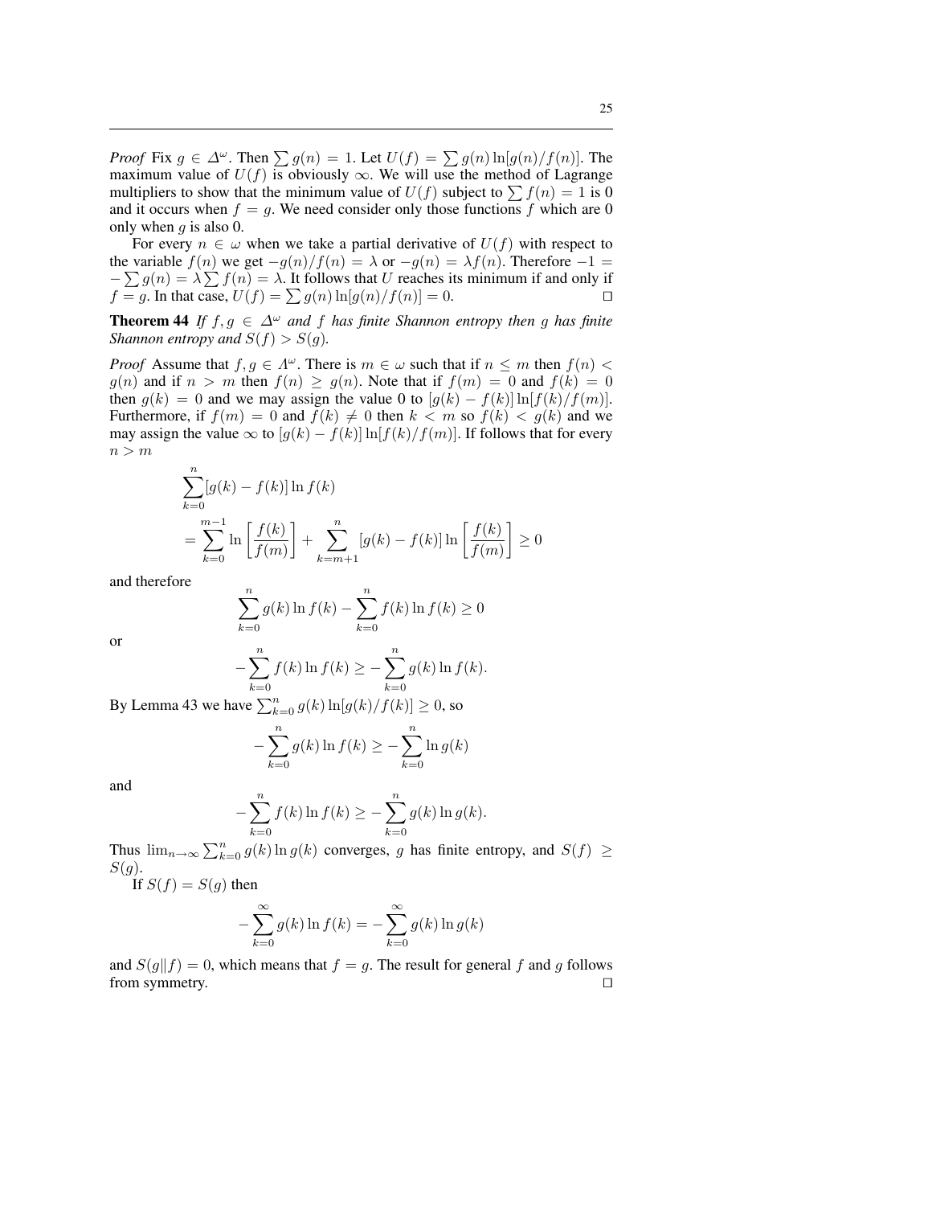*Proof* Fix $g \in \Delta^\omega$. Then $\sum g(n) = 1$. Let $U(f) = \sum g(n) \ln[g(n)/f(n)]$. The maximum value of $U(f)$ is obviously $\infty$. We will use the method of Lagrange multipliers to show that the minimum value of $U(f)$ subject to $\sum f(n) = 1$ is 0 and it occurs when $f = g$. We need consider only those functions $f$ which are 0 only when $g$ is also 0.

For every $n \in \omega$ when we take a partial derivative of $U(f)$ with respect to the variable $f(n)$ we get $-g(n)/f(n) = \lambda$ or $-g(n) = \lambda f(n)$. Therefore $-1 = -\sum g(n) = \lambda \sum f(n) = \lambda$. It follows that $U$ reaches its minimum if and only if $f = g$. In that case, $U(f) = \sum g(n) \ln[g(n)/f(n)] = 0$. ☐

**Theorem 44** *If $f, g \in \Delta^\omega$ and $f$ has finite Shannon entropy then $g$ has finite Shannon entropy and $S(f) > S(g)$.*

*Proof* Assume that $f, g \in \Lambda^\omega$. There is $m \in \omega$ such that if $n \leq m$ then $f(n) < g(n)$ and if $n > m$ then $f(n) \geq g(n)$. Note that if $f(m) = 0$ and $f(k) = 0$ then $g(k) = 0$ and we may assign the value 0 to $[g(k) - f(k)] \ln[f(k)/f(m)]$. Furthermore, if $f(m) = 0$ and $f(k) \neq 0$ then $k < m$ so $f(k) < g(k)$ and we may assign the value $\infty$ to $[g(k) - f(k)] \ln[f(k)/f(m)]$. If follows that for every $n > m$

$$
\begin{aligned}
&\sum_{k=0}^{n} [g(k) - f(k)] \ln f(k) \\
&= \sum_{k=0}^{m-1} \ln\left[\frac{f(k)}{f(m)}\right] + \sum_{k=m+1}^{n} [g(k) - f(k)] \ln\left[\frac{f(k)}{f(m)}\right] \geq 0
\end{aligned}
$$

and therefore

$$\sum_{k=0}^{n} g(k) \ln f(k) - \sum_{k=0}^{n} f(k) \ln f(k) \geq 0$$

or

$$-\sum_{k=0}^{n} f(k) \ln f(k) \geq -\sum_{k=0}^{n} g(k) \ln f(k).$$

By Lemma 43 we have $\sum_{k=0}^{n} g(k) \ln[g(k)/f(k)] \geq 0$, so

$$-\sum_{k=0}^{n} g(k) \ln f(k) \geq -\sum_{k=0}^{n} \ln g(k)$$

and

$$-\sum_{k=0}^{n} f(k) \ln f(k) \geq -\sum_{k=0}^{n} g(k) \ln g(k).$$

Thus $\lim_{n \to \infty} \sum_{k=0}^{n} g(k) \ln g(k)$ converges, $g$ has finite entropy, and $S(f) \geq S(g)$.

If $S(f) = S(g)$ then

$$-\sum_{k=0}^{\infty} g(k) \ln f(k) = -\sum_{k=0}^{\infty} g(k) \ln g(k)$$

and $S(g \| f) = 0$, which means that $f = g$. The result for general $f$ and $g$ follows from symmetry. ☐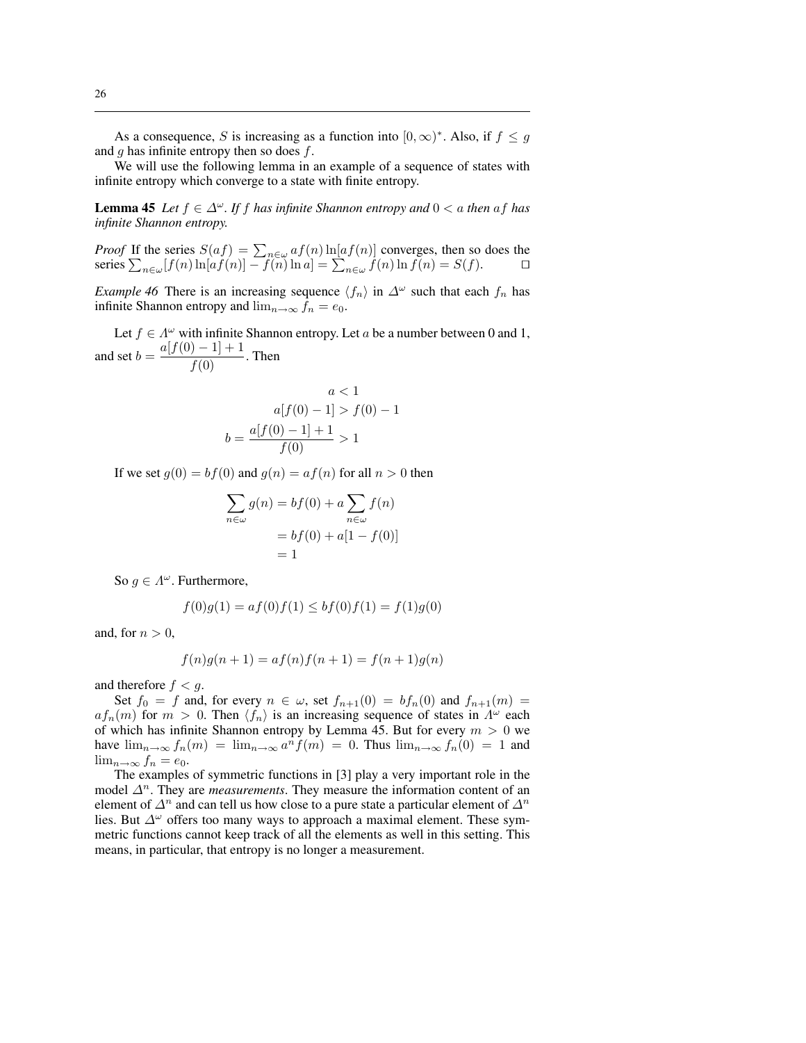As a consequence, $S$ is increasing as a function into $[0,\infty)^*$. Also, if $f \le g$ and $g$ has infinite entropy then so does $f$.

We will use the following lemma in an example of a sequence of states with infinite entropy which converge to a state with finite entropy.

**Lemma 45** *Let $f \in \Delta^\omega$. If $f$ has infinite Shannon entropy and $0 < a$ then $af$ has infinite Shannon entropy.*

*Proof* If the series $S(af) = \sum_{n\in\omega} af(n)\ln[af(n)]$ converges, then so does the series $\sum_{n\in\omega}[f(n)\ln[af(n)] - f(n)\ln a] = \sum_{n\in\omega} f(n)\ln f(n) = S(f)$. $\square$

*Example 46* There is an increasing sequence $\langle f_n \rangle$ in $\Delta^\omega$ such that each $f_n$ has infinite Shannon entropy and $\lim_{n\to\infty} f_n = e_0$.

Let $f \in \Lambda^\omega$ with infinite Shannon entropy. Let $a$ be a number between 0 and 1, and set $b = \dfrac{a[f(0)-1]+1}{f(0)}$. Then

$$
\begin{aligned}
a &< 1 \\
a[f(0)-1] &> f(0)-1 \\
b = \frac{a[f(0)-1]+1}{f(0)} &> 1
\end{aligned}
$$

If we set $g(0) = bf(0)$ and $g(n) = af(n)$ for all $n > 0$ then

$$
\begin{aligned}
\sum_{n\in\omega} g(n) &= bf(0) + a\sum_{n\in\omega} f(n) \\
&= bf(0) + a[1 - f(0)] \\
&= 1
\end{aligned}
$$

So $g \in \Lambda^\omega$. Furthermore,

$$
f(0)g(1) = af(0)f(1) \le bf(0)f(1) = f(1)g(0)
$$

and, for $n > 0$,

$$
f(n)g(n+1) = af(n)f(n+1) = f(n+1)g(n)
$$

and therefore $f < g$.

Set $f_0 = f$ and, for every $n \in \omega$, set $f_{n+1}(0) = bf_n(0)$ and $f_{n+1}(m) = af_n(m)$ for $m > 0$. Then $\langle f_n \rangle$ is an increasing sequence of states in $\Lambda^\omega$ each of which has infinite Shannon entropy by Lemma 45. But for every $m > 0$ we have $\lim_{n\to\infty} f_n(m) = \lim_{n\to\infty} a^n f(m) = 0$. Thus $\lim_{n\to\infty} f_n(0) = 1$ and $\lim_{n\to\infty} f_n = e_0$.

The examples of symmetric functions in [3] play a very important role in the model $\Delta^n$. They are *measurements*. They measure the information content of an element of $\Delta^n$ and can tell us how close to a pure state a particular element of $\Delta^n$ lies. But $\Delta^\omega$ offers too many ways to approach a maximal element. These symmetric functions cannot keep track of all the elements as well in this setting. This means, in particular, that entropy is no longer a measurement.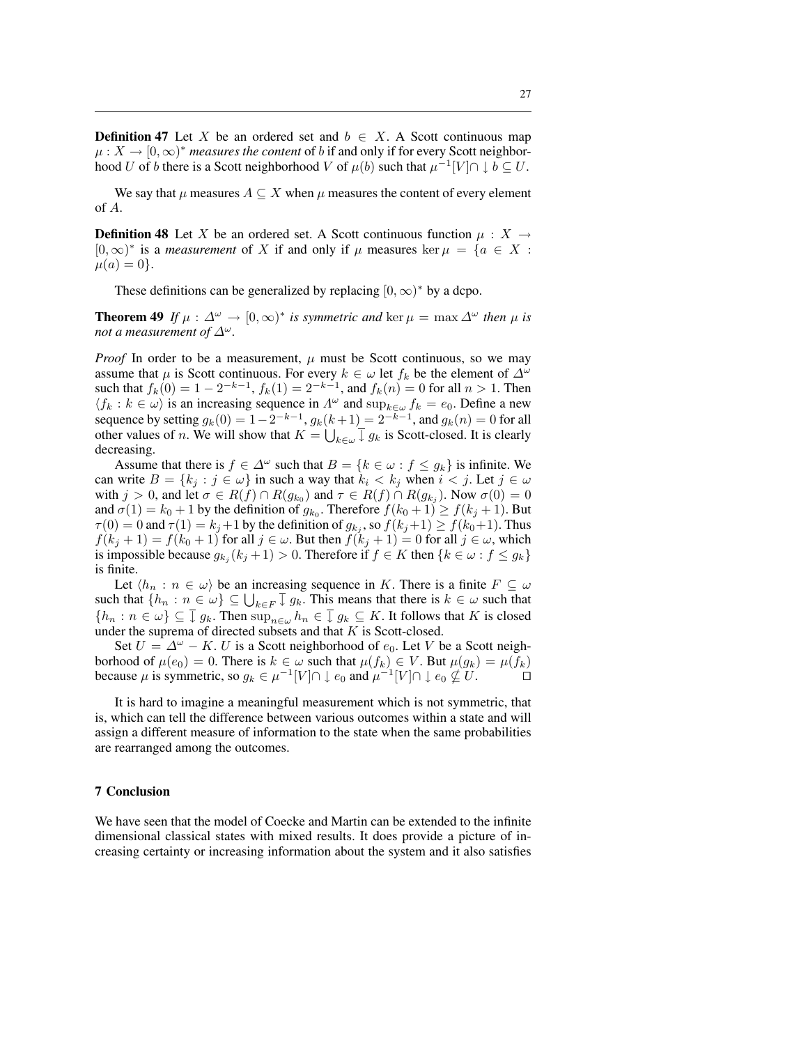**Definition 47** Let $X$ be an ordered set and $b \in X$. A Scott continuous map $\mu : X \to [0,\infty)^*$ *measures the content* of $b$ if and only if for every Scott neighborhood $U$ of $b$ there is a Scott neighborhood $V$ of $\mu(b)$ such that $\mu^{-1}[V] \cap \downarrow b \subseteq U$.

We say that $\mu$ measures $A \subseteq X$ when $\mu$ measures the content of every element of $A$.

**Definition 48** Let $X$ be an ordered set. A Scott continuous function $\mu : X \to [0,\infty)^*$ is a *measurement* of $X$ if and only if $\mu$ measures $\ker \mu = \{a \in X : \mu(a) = 0\}$.

These definitions can be generalized by replacing $[0,\infty)^*$ by a dcpo.

**Theorem 49** *If* $\mu : \Delta^\omega \to [0,\infty)^*$ *is symmetric and* $\ker \mu = \max \Delta^\omega$ *then* $\mu$ *is not a measurement of* $\Delta^\omega$.

*Proof* In order to be a measurement, $\mu$ must be Scott continuous, so we may assume that $\mu$ is Scott continuous. For every $k \in \omega$ let $f_k$ be the element of $\Delta^\omega$ such that $f_k(0) = 1 - 2^{-k-1}$, $f_k(1) = 2^{-k-1}$, and $f_k(n) = 0$ for all $n > 1$. Then $\langle f_k : k \in \omega \rangle$ is an increasing sequence in $\Lambda^\omega$ and $\sup_{k\in\omega} f_k = e_0$. Define a new sequence by setting $g_k(0) = 1 - 2^{-k-1}$, $g_k(k+1) = 2^{-k-1}$, and $g_k(n) = 0$ for all other values of $n$. We will show that $K = \bigcup_{k\in\omega} \downarrow g_k$ is Scott-closed. It is clearly decreasing.

Assume that there is $f \in \Delta^\omega$ such that $B = \{k \in \omega : f \leq g_k\}$ is infinite. We can write $B = \{k_j : j \in \omega\}$ in such a way that $k_i < k_j$ when $i < j$. Let $j \in \omega$ with $j > 0$, and let $\sigma \in R(f) \cap R(g_{k_0})$ and $\tau \in R(f) \cap R(g_{k_j})$. Now $\sigma(0) = 0$ and $\sigma(1) = k_0 + 1$ by the definition of $g_{k_0}$. Therefore $f(k_0 + 1) \geq f(k_j + 1)$. But $\tau(0) = 0$ and $\tau(1) = k_j + 1$ by the definition of $g_{k_j}$, so $f(k_j + 1) \geq f(k_0 + 1)$. Thus $f(k_j + 1) = f(k_0 + 1)$ for all $j \in \omega$. But then $f(k_j + 1) = 0$ for all $j \in \omega$, which is impossible because $g_{k_j}(k_j + 1) > 0$. Therefore if $f \in K$ then $\{k \in \omega : f \leq g_k\}$ is finite.

Let $\langle h_n : n \in \omega \rangle$ be an increasing sequence in $K$. There is a finite $F \subseteq \omega$ such that $\{h_n : n \in \omega\} \subseteq \bigcup_{k\in F} \downarrow g_k$. This means that there is $k \in \omega$ such that $\{h_n : n \in \omega\} \subseteq \downarrow g_k$. Then $\sup_{n\in\omega} h_n \in \downarrow g_k \subseteq K$. It follows that $K$ is closed under the suprema of directed subsets and that $K$ is Scott-closed.

Set $U = \Delta^\omega - K$. $U$ is a Scott neighborhood of $e_0$. Let $V$ be a Scott neighborhood of $\mu(e_0) = 0$. There is $k \in \omega$ such that $\mu(f_k) \in V$. But $\mu(g_k) = \mu(f_k)$ because $\mu$ is symmetric, so $g_k \in \mu^{-1}[V] \cap \downarrow e_0$ and $\mu^{-1}[V] \cap \downarrow e_0 \nsubseteq U$. ⊓⊔

It is hard to imagine a meaningful measurement which is not symmetric, that is, which can tell the difference between various outcomes within a state and will assign a different measure of information to the state when the same probabilities are rearranged among the outcomes.

## 7 Conclusion

We have seen that the model of Coecke and Martin can be extended to the infinite dimensional classical states with mixed results. It does provide a picture of increasing certainty or increasing information about the system and it also satisfies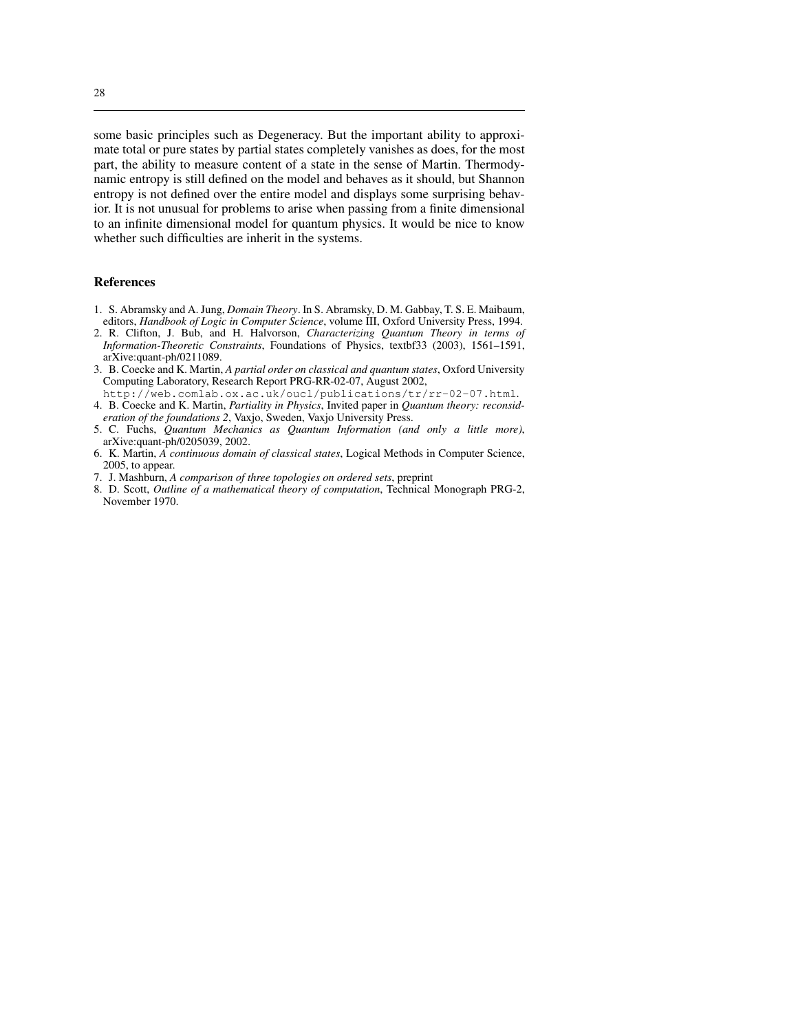some basic principles such as Degeneracy. But the important ability to approximate total or pure states by partial states completely vanishes as does, for the most part, the ability to measure content of a state in the sense of Martin. Thermodynamic entropy is still defined on the model and behaves as it should, but Shannon entropy is not defined over the entire model and displays some surprising behavior. It is not unusual for problems to arise when passing from a finite dimensional to an infinite dimensional model for quantum physics. It would be nice to know whether such difficulties are inherit in the systems.

## References

1. S. Abramsky and A. Jung, *Domain Theory*. In S. Abramsky, D. M. Gabbay, T. S. E. Maibaum, editors, *Handbook of Logic in Computer Science*, volume III, Oxford University Press, 1994.
2. R. Clifton, J. Bub, and H. Halvorson, *Characterizing Quantum Theory in terms of Information-Theoretic Constraints*, Foundations of Physics, textbf33 (2003), 1561–1591, arXive:quant-ph/0211089.
3. B. Coecke and K. Martin, *A partial order on classical and quantum states*, Oxford University Computing Laboratory, Research Report PRG-RR-02-07, August 2002, `http://web.comlab.ox.ac.uk/oucl/publications/tr/rr-02-07.html`.
4. B. Coecke and K. Martin, *Partiality in Physics*, Invited paper in *Quantum theory: reconsideration of the foundations 2*, Vaxjo, Sweden, Vaxjo University Press.
5. C. Fuchs, *Quantum Mechanics as Quantum Information (and only a little more)*, arXive:quant-ph/0205039, 2002.
6. K. Martin, *A continuous domain of classical states*, Logical Methods in Computer Science, 2005, to appear.
7. J. Mashburn, *A comparison of three topologies on ordered sets*, preprint
8. D. Scott, *Outline of a mathematical theory of computation*, Technical Monograph PRG-2, November 1970.